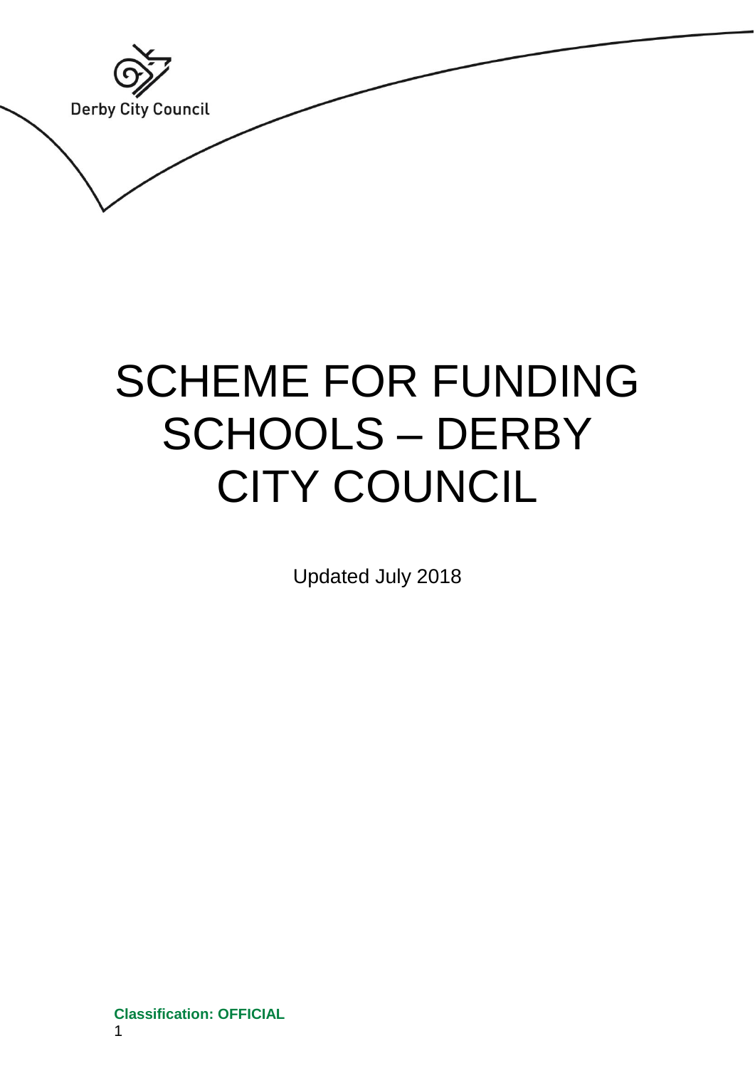Derby City Council

# SCHEME FOR FUNDING SCHOOLS – DERBY CITY COUNCIL

Updated July 2018

**Classification: OFFICIAL**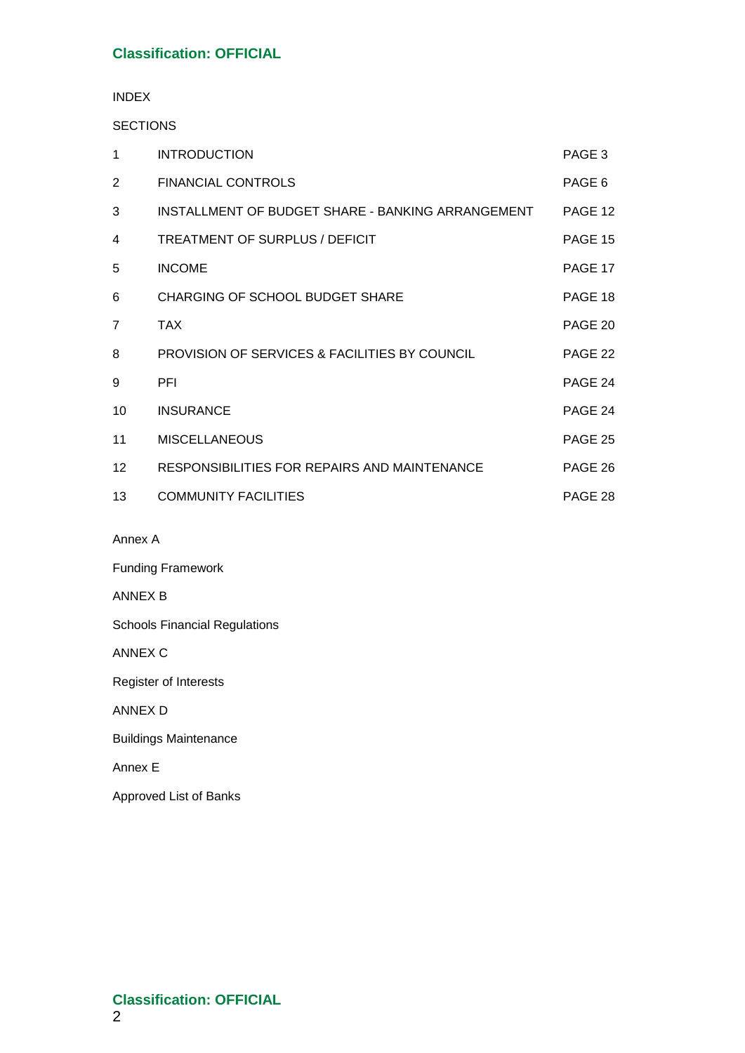INDEX

SECTIONS

| | | |
|---|---|---|
| 1 | INTRODUCTION | PAGE 3 |
| 2 | FINANCIAL CONTROLS | PAGE 6 |
| 3 | INSTALLMENT OF BUDGET SHARE - BANKING ARRANGEMENT | PAGE 12 |
| 4 | TREATMENT OF SURPLUS / DEFICIT | PAGE 15 |
| 5 | INCOME | PAGE 17 |
| 6 | CHARGING OF SCHOOL BUDGET SHARE | PAGE 18 |
| 7 | TAX | PAGE 20 |
| 8 | PROVISION OF SERVICES & FACILITIES BY COUNCIL | PAGE 22 |
| 9 | PFI | PAGE 24 |
| 10 | INSURANCE | PAGE 24 |
| 11 | MISCELLANEOUS | PAGE 25 |
| 12 | RESPONSIBILITIES FOR REPAIRS AND MAINTENANCE | PAGE 26 |
| 13 | COMMUNITY FACILITIES | PAGE 28 |

Annex A

Funding Framework

ANNEX B

Schools Financial Regulations

ANNEX C

Register of Interests

ANNEX D

Buildings Maintenance

Annex E

Approved List of Banks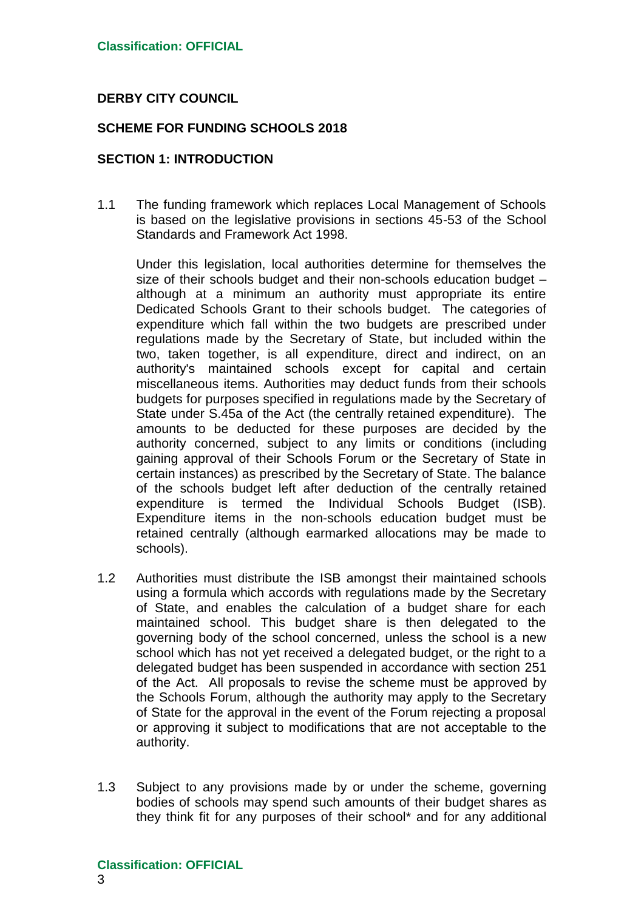**DERBY CITY COUNCIL**

**SCHEME FOR FUNDING SCHOOLS 2018**

## SECTION 1: INTRODUCTION

1.1 The funding framework which replaces Local Management of Schools is based on the legislative provisions in sections 45-53 of the School Standards and Framework Act 1998.

Under this legislation, local authorities determine for themselves the size of their schools budget and their non-schools education budget – although at a minimum an authority must appropriate its entire Dedicated Schools Grant to their schools budget. The categories of expenditure which fall within the two budgets are prescribed under regulations made by the Secretary of State, but included within the two, taken together, is all expenditure, direct and indirect, on an authority's maintained schools except for capital and certain miscellaneous items. Authorities may deduct funds from their schools budgets for purposes specified in regulations made by the Secretary of State under S.45a of the Act (the centrally retained expenditure). The amounts to be deducted for these purposes are decided by the authority concerned, subject to any limits or conditions (including gaining approval of their Schools Forum or the Secretary of State in certain instances) as prescribed by the Secretary of State. The balance of the schools budget left after deduction of the centrally retained expenditure is termed the Individual Schools Budget (ISB). Expenditure items in the non-schools education budget must be retained centrally (although earmarked allocations may be made to schools).

1.2 Authorities must distribute the ISB amongst their maintained schools using a formula which accords with regulations made by the Secretary of State, and enables the calculation of a budget share for each maintained school. This budget share is then delegated to the governing body of the school concerned, unless the school is a new school which has not yet received a delegated budget, or the right to a delegated budget has been suspended in accordance with section 251 of the Act. All proposals to revise the scheme must be approved by the Schools Forum, although the authority may apply to the Secretary of State for the approval in the event of the Forum rejecting a proposal or approving it subject to modifications that are not acceptable to the authority.

1.3 Subject to any provisions made by or under the scheme, governing bodies of schools may spend such amounts of their budget shares as they think fit for any purposes of their school* and for any additional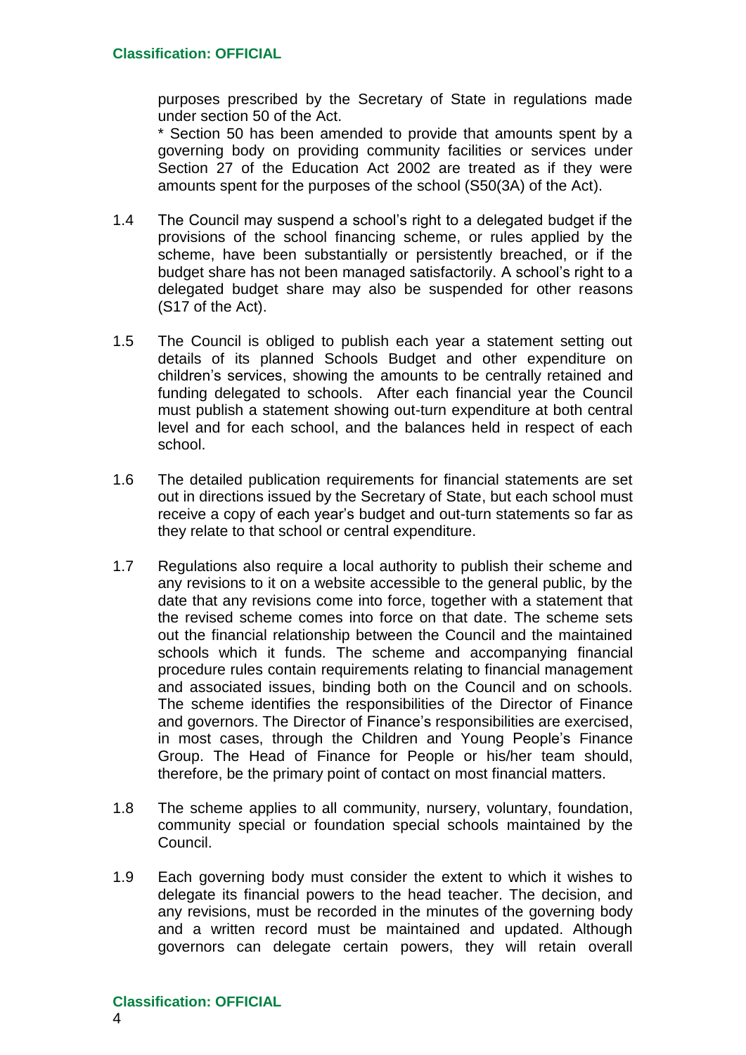purposes prescribed by the Secretary of State in regulations made under section 50 of the Act.

* Section 50 has been amended to provide that amounts spent by a governing body on providing community facilities or services under Section 27 of the Education Act 2002 are treated as if they were amounts spent for the purposes of the school (S50(3A) of the Act).

1.4 The Council may suspend a school's right to a delegated budget if the provisions of the school financing scheme, or rules applied by the scheme, have been substantially or persistently breached, or if the budget share has not been managed satisfactorily. A school's right to a delegated budget share may also be suspended for other reasons (S17 of the Act).

1.5 The Council is obliged to publish each year a statement setting out details of its planned Schools Budget and other expenditure on children's services, showing the amounts to be centrally retained and funding delegated to schools. After each financial year the Council must publish a statement showing out-turn expenditure at both central level and for each school, and the balances held in respect of each school.

1.6 The detailed publication requirements for financial statements are set out in directions issued by the Secretary of State, but each school must receive a copy of each year's budget and out-turn statements so far as they relate to that school or central expenditure.

1.7 Regulations also require a local authority to publish their scheme and any revisions to it on a website accessible to the general public, by the date that any revisions come into force, together with a statement that the revised scheme comes into force on that date. The scheme sets out the financial relationship between the Council and the maintained schools which it funds. The scheme and accompanying financial procedure rules contain requirements relating to financial management and associated issues, binding both on the Council and on schools. The scheme identifies the responsibilities of the Director of Finance and governors. The Director of Finance's responsibilities are exercised, in most cases, through the Children and Young People's Finance Group. The Head of Finance for People or his/her team should, therefore, be the primary point of contact on most financial matters.

1.8 The scheme applies to all community, nursery, voluntary, foundation, community special or foundation special schools maintained by the Council.

1.9 Each governing body must consider the extent to which it wishes to delegate its financial powers to the head teacher. The decision, and any revisions, must be recorded in the minutes of the governing body and a written record must be maintained and updated. Although governors can delegate certain powers, they will retain overall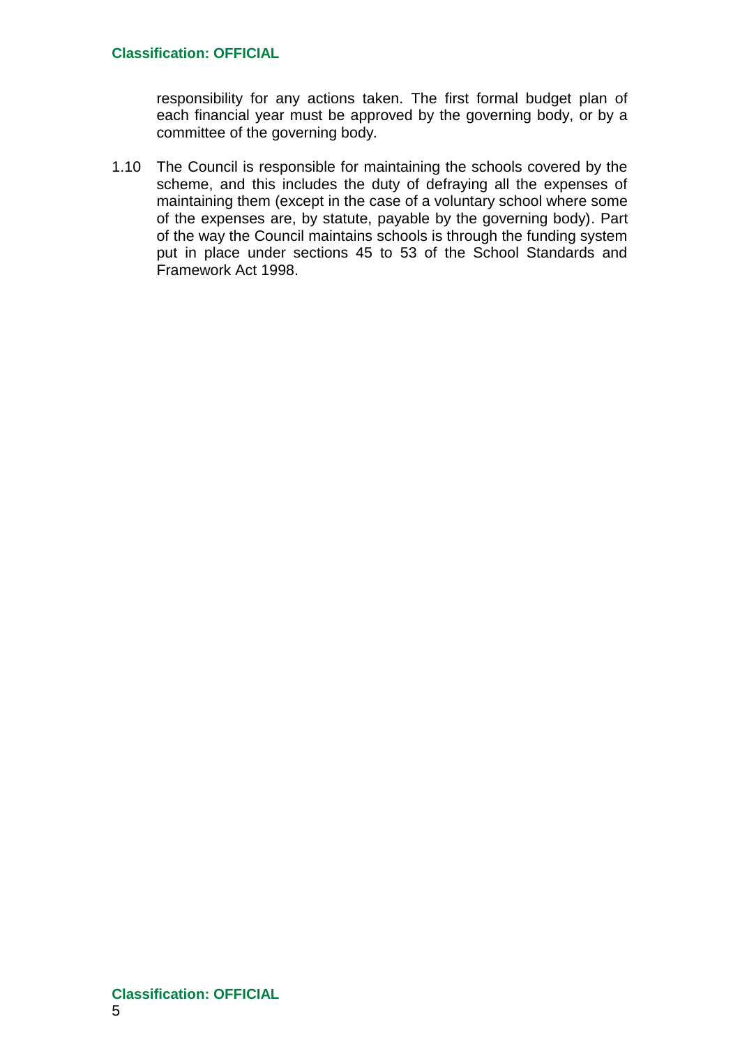responsibility for any actions taken. The first formal budget plan of each financial year must be approved by the governing body, or by a committee of the governing body.

1.10 The Council is responsible for maintaining the schools covered by the scheme, and this includes the duty of defraying all the expenses of maintaining them (except in the case of a voluntary school where some of the expenses are, by statute, payable by the governing body). Part of the way the Council maintains schools is through the funding system put in place under sections 45 to 53 of the School Standards and Framework Act 1998.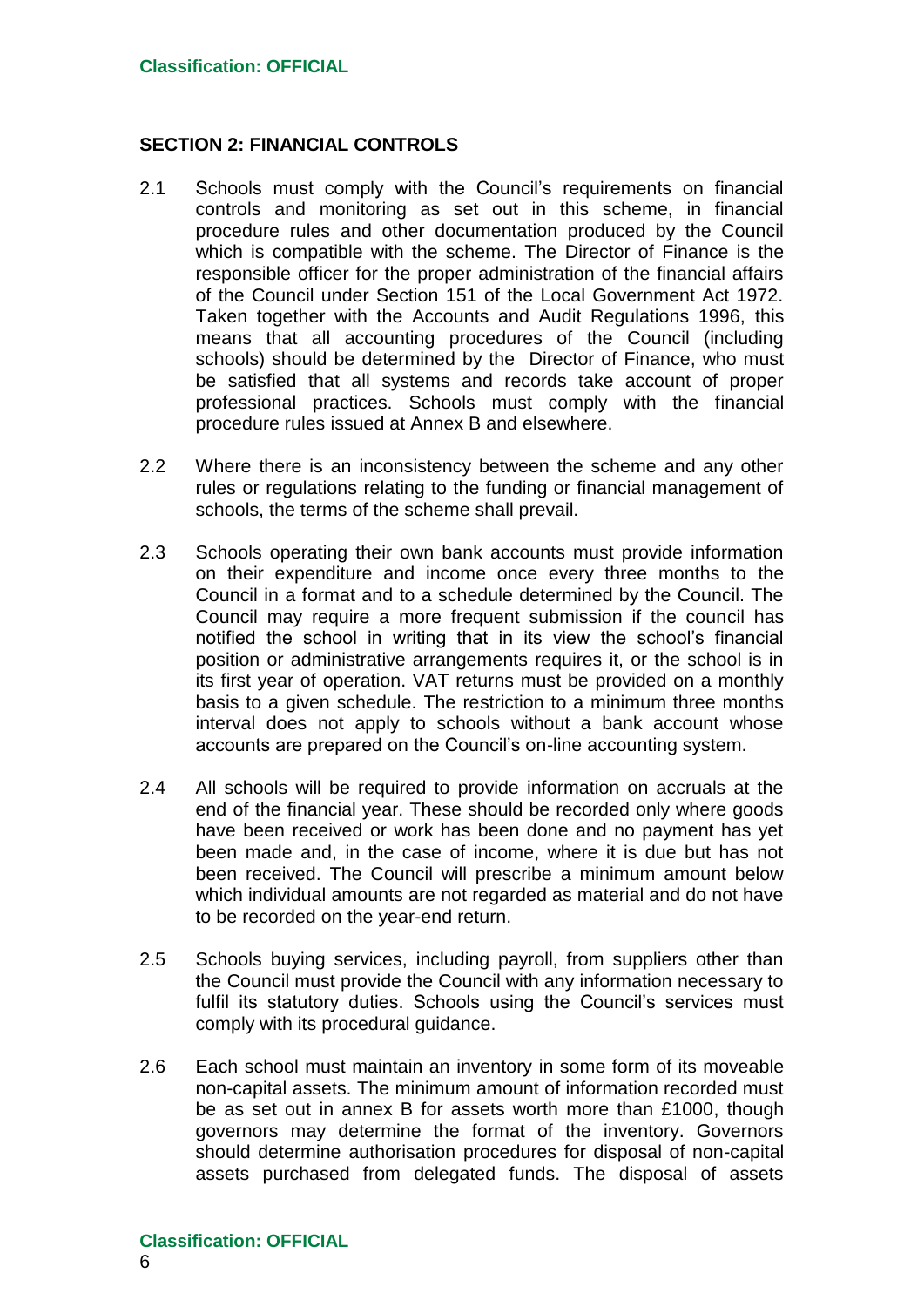## SECTION 2: FINANCIAL CONTROLS

2.1 Schools must comply with the Council's requirements on financial controls and monitoring as set out in this scheme, in financial procedure rules and other documentation produced by the Council which is compatible with the scheme. The Director of Finance is the responsible officer for the proper administration of the financial affairs of the Council under Section 151 of the Local Government Act 1972. Taken together with the Accounts and Audit Regulations 1996, this means that all accounting procedures of the Council (including schools) should be determined by the Director of Finance, who must be satisfied that all systems and records take account of proper professional practices. Schools must comply with the financial procedure rules issued at Annex B and elsewhere.

2.2 Where there is an inconsistency between the scheme and any other rules or regulations relating to the funding or financial management of schools, the terms of the scheme shall prevail.

2.3 Schools operating their own bank accounts must provide information on their expenditure and income once every three months to the Council in a format and to a schedule determined by the Council. The Council may require a more frequent submission if the council has notified the school in writing that in its view the school's financial position or administrative arrangements requires it, or the school is in its first year of operation. VAT returns must be provided on a monthly basis to a given schedule. The restriction to a minimum three months interval does not apply to schools without a bank account whose accounts are prepared on the Council's on-line accounting system.

2.4 All schools will be required to provide information on accruals at the end of the financial year. These should be recorded only where goods have been received or work has been done and no payment has yet been made and, in the case of income, where it is due but has not been received. The Council will prescribe a minimum amount below which individual amounts are not regarded as material and do not have to be recorded on the year-end return.

2.5 Schools buying services, including payroll, from suppliers other than the Council must provide the Council with any information necessary to fulfil its statutory duties. Schools using the Council's services must comply with its procedural guidance.

2.6 Each school must maintain an inventory in some form of its moveable non-capital assets. The minimum amount of information recorded must be as set out in annex B for assets worth more than £1000, though governors may determine the format of the inventory. Governors should determine authorisation procedures for disposal of non-capital assets purchased from delegated funds. The disposal of assets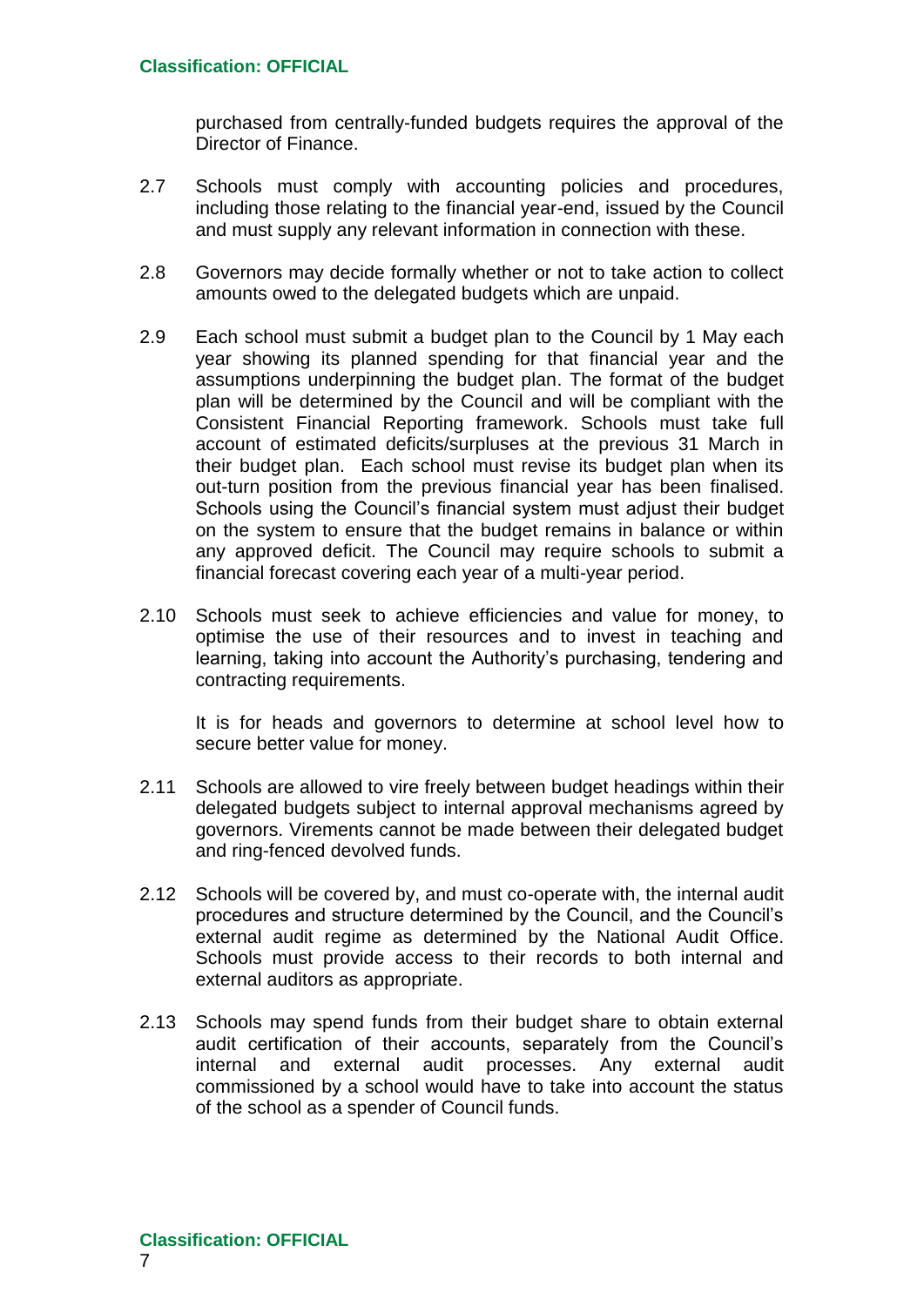purchased from centrally-funded budgets requires the approval of the Director of Finance.

2.7 Schools must comply with accounting policies and procedures, including those relating to the financial year-end, issued by the Council and must supply any relevant information in connection with these.

2.8 Governors may decide formally whether or not to take action to collect amounts owed to the delegated budgets which are unpaid.

2.9 Each school must submit a budget plan to the Council by 1 May each year showing its planned spending for that financial year and the assumptions underpinning the budget plan. The format of the budget plan will be determined by the Council and will be compliant with the Consistent Financial Reporting framework. Schools must take full account of estimated deficits/surpluses at the previous 31 March in their budget plan. Each school must revise its budget plan when its out-turn position from the previous financial year has been finalised. Schools using the Council's financial system must adjust their budget on the system to ensure that the budget remains in balance or within any approved deficit. The Council may require schools to submit a financial forecast covering each year of a multi-year period.

2.10 Schools must seek to achieve efficiencies and value for money, to optimise the use of their resources and to invest in teaching and learning, taking into account the Authority's purchasing, tendering and contracting requirements.

It is for heads and governors to determine at school level how to secure better value for money.

2.11 Schools are allowed to vire freely between budget headings within their delegated budgets subject to internal approval mechanisms agreed by governors. Virements cannot be made between their delegated budget and ring-fenced devolved funds.

2.12 Schools will be covered by, and must co-operate with, the internal audit procedures and structure determined by the Council, and the Council's external audit regime as determined by the National Audit Office. Schools must provide access to their records to both internal and external auditors as appropriate.

2.13 Schools may spend funds from their budget share to obtain external audit certification of their accounts, separately from the Council's internal and external audit processes. Any external audit commissioned by a school would have to take into account the status of the school as a spender of Council funds.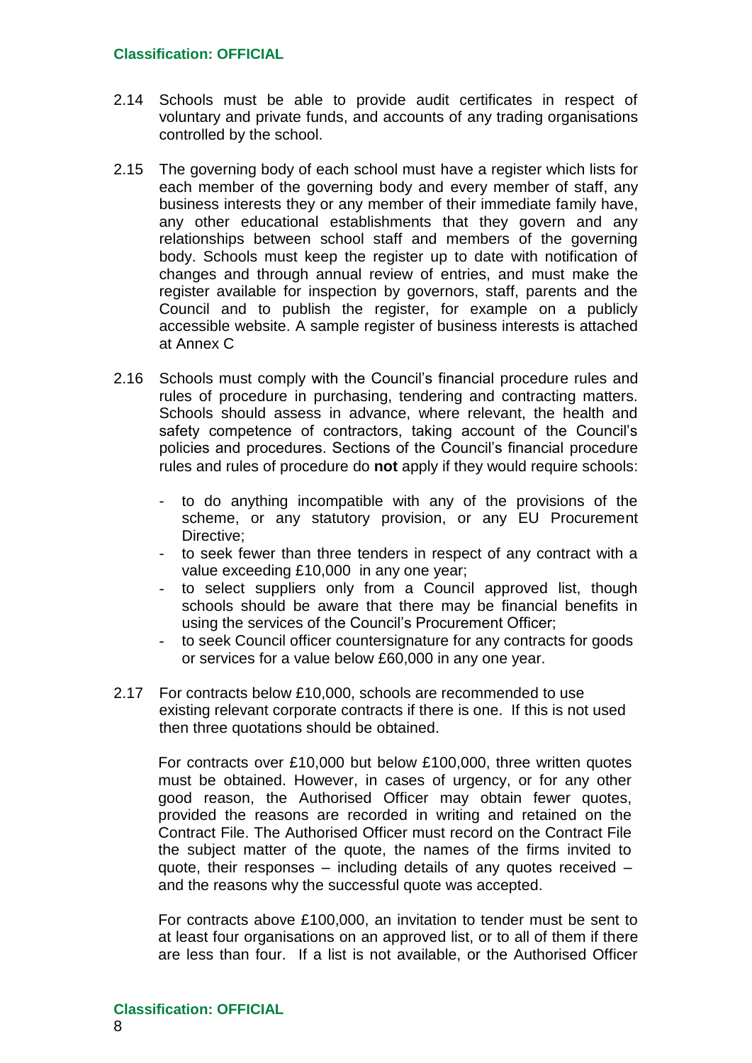2.14 Schools must be able to provide audit certificates in respect of voluntary and private funds, and accounts of any trading organisations controlled by the school.

2.15 The governing body of each school must have a register which lists for each member of the governing body and every member of staff, any business interests they or any member of their immediate family have, any other educational establishments that they govern and any relationships between school staff and members of the governing body. Schools must keep the register up to date with notification of changes and through annual review of entries, and must make the register available for inspection by governors, staff, parents and the Council and to publish the register, for example on a publicly accessible website. A sample register of business interests is attached at Annex C

2.16 Schools must comply with the Council's financial procedure rules and rules of procedure in purchasing, tendering and contracting matters. Schools should assess in advance, where relevant, the health and safety competence of contractors, taking account of the Council's policies and procedures. Sections of the Council's financial procedure rules and rules of procedure do **not** apply if they would require schools:

- to do anything incompatible with any of the provisions of the scheme, or any statutory provision, or any EU Procurement Directive;
- to seek fewer than three tenders in respect of any contract with a value exceeding £10,000 in any one year;
- to select suppliers only from a Council approved list, though schools should be aware that there may be financial benefits in using the services of the Council's Procurement Officer;
- to seek Council officer countersignature for any contracts for goods or services for a value below £60,000 in any one year.

2.17 For contracts below £10,000, schools are recommended to use existing relevant corporate contracts if there is one. If this is not used then three quotations should be obtained.

For contracts over £10,000 but below £100,000, three written quotes must be obtained. However, in cases of urgency, or for any other good reason, the Authorised Officer may obtain fewer quotes, provided the reasons are recorded in writing and retained on the Contract File. The Authorised Officer must record on the Contract File the subject matter of the quote, the names of the firms invited to quote, their responses – including details of any quotes received – and the reasons why the successful quote was accepted.

For contracts above £100,000, an invitation to tender must be sent to at least four organisations on an approved list, or to all of them if there are less than four. If a list is not available, or the Authorised Officer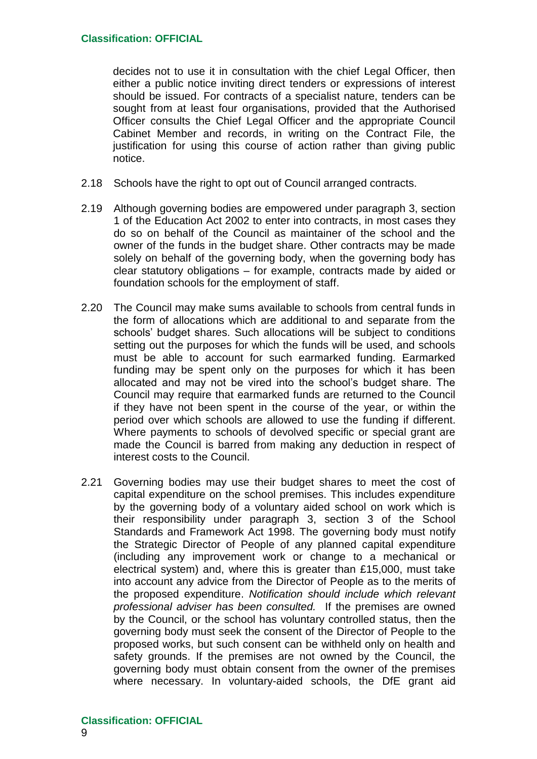decides not to use it in consultation with the chief Legal Officer, then either a public notice inviting direct tenders or expressions of interest should be issued. For contracts of a specialist nature, tenders can be sought from at least four organisations, provided that the Authorised Officer consults the Chief Legal Officer and the appropriate Council Cabinet Member and records, in writing on the Contract File, the justification for using this course of action rather than giving public notice.

2.18 Schools have the right to opt out of Council arranged contracts.

2.19 Although governing bodies are empowered under paragraph 3, section 1 of the Education Act 2002 to enter into contracts, in most cases they do so on behalf of the Council as maintainer of the school and the owner of the funds in the budget share. Other contracts may be made solely on behalf of the governing body, when the governing body has clear statutory obligations – for example, contracts made by aided or foundation schools for the employment of staff.

2.20 The Council may make sums available to schools from central funds in the form of allocations which are additional to and separate from the schools' budget shares. Such allocations will be subject to conditions setting out the purposes for which the funds will be used, and schools must be able to account for such earmarked funding. Earmarked funding may be spent only on the purposes for which it has been allocated and may not be vired into the school's budget share. The Council may require that earmarked funds are returned to the Council if they have not been spent in the course of the year, or within the period over which schools are allowed to use the funding if different. Where payments to schools of devolved specific or special grant are made the Council is barred from making any deduction in respect of interest costs to the Council.

2.21 Governing bodies may use their budget shares to meet the cost of capital expenditure on the school premises. This includes expenditure by the governing body of a voluntary aided school on work which is their responsibility under paragraph 3, section 3 of the School Standards and Framework Act 1998. The governing body must notify the Strategic Director of People of any planned capital expenditure (including any improvement work or change to a mechanical or electrical system) and, where this is greater than £15,000, must take into account any advice from the Director of People as to the merits of the proposed expenditure. *Notification should include which relevant professional adviser has been consulted.* If the premises are owned by the Council, or the school has voluntary controlled status, then the governing body must seek the consent of the Director of People to the proposed works, but such consent can be withheld only on health and safety grounds. If the premises are not owned by the Council, the governing body must obtain consent from the owner of the premises where necessary. In voluntary-aided schools, the DfE grant aid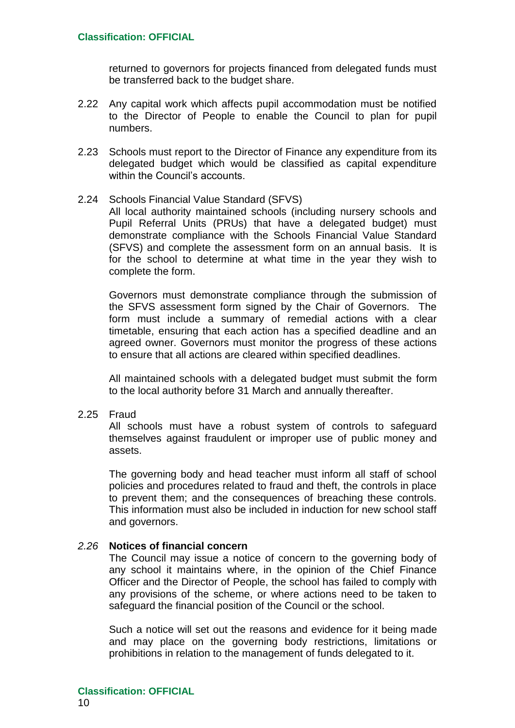returned to governors for projects financed from delegated funds must be transferred back to the budget share.

2.22 Any capital work which affects pupil accommodation must be notified to the Director of People to enable the Council to plan for pupil numbers.

2.23 Schools must report to the Director of Finance any expenditure from its delegated budget which would be classified as capital expenditure within the Council's accounts.

2.24 Schools Financial Value Standard (SFVS)
All local authority maintained schools (including nursery schools and Pupil Referral Units (PRUs) that have a delegated budget) must demonstrate compliance with the Schools Financial Value Standard (SFVS) and complete the assessment form on an annual basis. It is for the school to determine at what time in the year they wish to complete the form.

Governors must demonstrate compliance through the submission of the SFVS assessment form signed by the Chair of Governors. The form must include a summary of remedial actions with a clear timetable, ensuring that each action has a specified deadline and an agreed owner. Governors must monitor the progress of these actions to ensure that all actions are cleared within specified deadlines.

All maintained schools with a delegated budget must submit the form to the local authority before 31 March and annually thereafter.

2.25 Fraud
All schools must have a robust system of controls to safeguard themselves against fraudulent or improper use of public money and assets.

The governing body and head teacher must inform all staff of school policies and procedures related to fraud and theft, the controls in place to prevent them; and the consequences of breaching these controls. This information must also be included in induction for new school staff and governors.

*2.26* **Notices of financial concern**
The Council may issue a notice of concern to the governing body of any school it maintains where, in the opinion of the Chief Finance Officer and the Director of People, the school has failed to comply with any provisions of the scheme, or where actions need to be taken to safeguard the financial position of the Council or the school.

Such a notice will set out the reasons and evidence for it being made and may place on the governing body restrictions, limitations or prohibitions in relation to the management of funds delegated to it.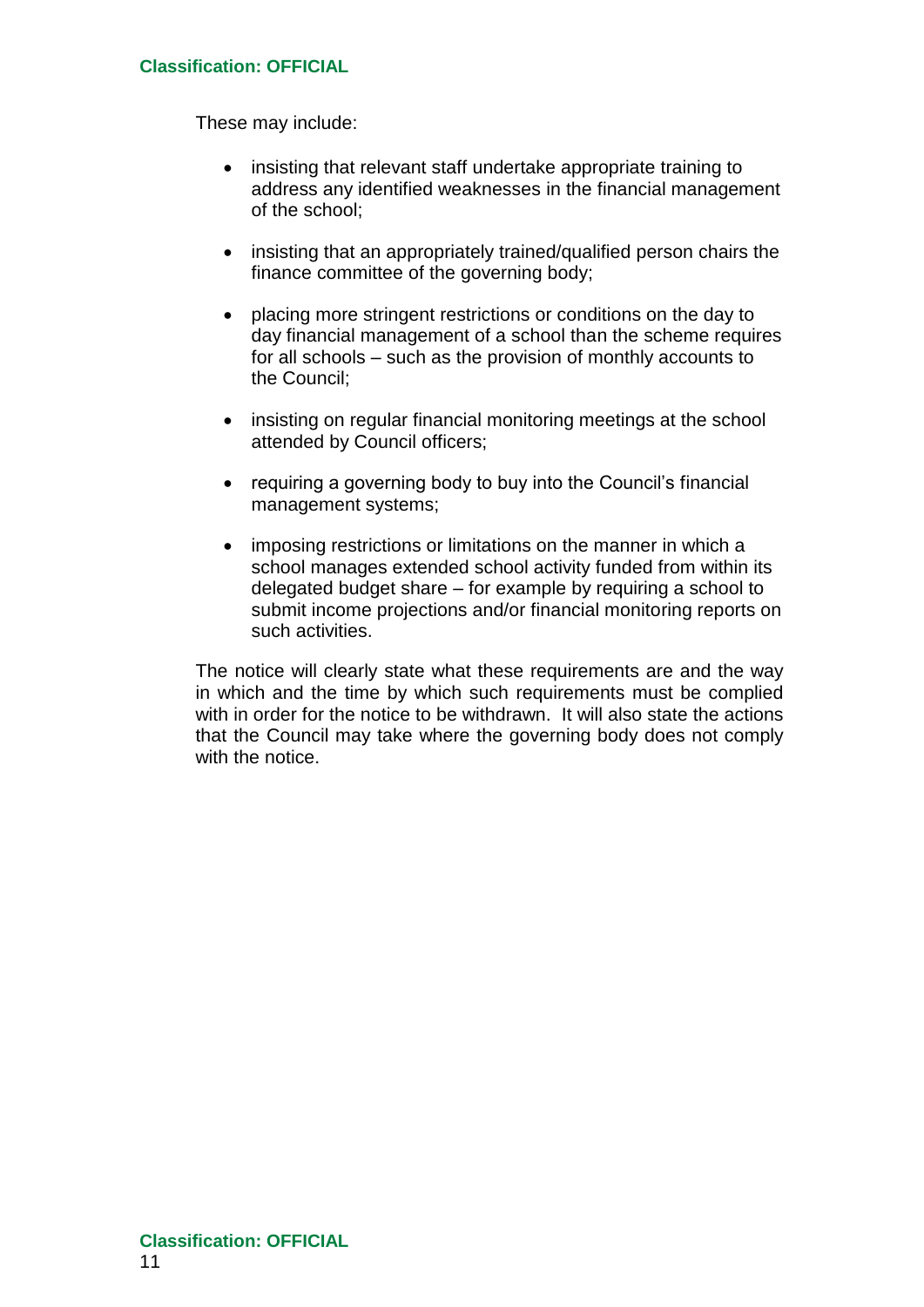These may include:

- insisting that relevant staff undertake appropriate training to address any identified weaknesses in the financial management of the school;
- insisting that an appropriately trained/qualified person chairs the finance committee of the governing body;
- placing more stringent restrictions or conditions on the day to day financial management of a school than the scheme requires for all schools – such as the provision of monthly accounts to the Council;
- insisting on regular financial monitoring meetings at the school attended by Council officers;
- requiring a governing body to buy into the Council's financial management systems;
- imposing restrictions or limitations on the manner in which a school manages extended school activity funded from within its delegated budget share – for example by requiring a school to submit income projections and/or financial monitoring reports on such activities.

The notice will clearly state what these requirements are and the way in which and the time by which such requirements must be complied with in order for the notice to be withdrawn. It will also state the actions that the Council may take where the governing body does not comply with the notice.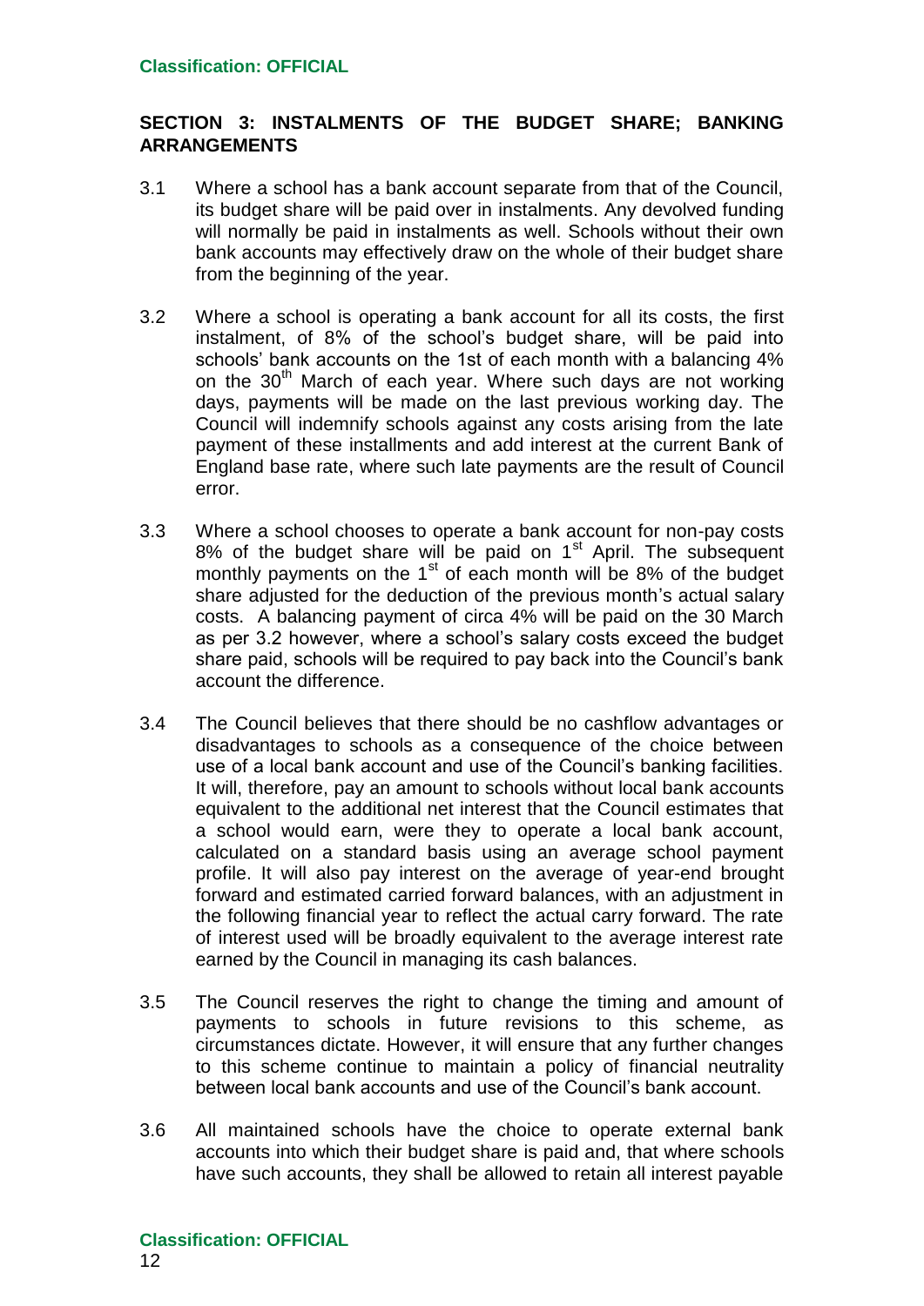## SECTION 3: INSTALMENTS OF THE BUDGET SHARE; BANKING ARRANGEMENTS

3.1 Where a school has a bank account separate from that of the Council, its budget share will be paid over in instalments. Any devolved funding will normally be paid in instalments as well. Schools without their own bank accounts may effectively draw on the whole of their budget share from the beginning of the year.

3.2 Where a school is operating a bank account for all its costs, the first instalment, of 8% of the school's budget share, will be paid into schools' bank accounts on the 1st of each month with a balancing 4% on the 30th March of each year. Where such days are not working days, payments will be made on the last previous working day. The Council will indemnify schools against any costs arising from the late payment of these installments and add interest at the current Bank of England base rate, where such late payments are the result of Council error.

3.3 Where a school chooses to operate a bank account for non-pay costs 8% of the budget share will be paid on 1st April. The subsequent monthly payments on the 1st of each month will be 8% of the budget share adjusted for the deduction of the previous month's actual salary costs. A balancing payment of circa 4% will be paid on the 30 March as per 3.2 however, where a school's salary costs exceed the budget share paid, schools will be required to pay back into the Council's bank account the difference.

3.4 The Council believes that there should be no cashflow advantages or disadvantages to schools as a consequence of the choice between use of a local bank account and use of the Council's banking facilities. It will, therefore, pay an amount to schools without local bank accounts equivalent to the additional net interest that the Council estimates that a school would earn, were they to operate a local bank account, calculated on a standard basis using an average school payment profile. It will also pay interest on the average of year-end brought forward and estimated carried forward balances, with an adjustment in the following financial year to reflect the actual carry forward. The rate of interest used will be broadly equivalent to the average interest rate earned by the Council in managing its cash balances.

3.5 The Council reserves the right to change the timing and amount of payments to schools in future revisions to this scheme, as circumstances dictate. However, it will ensure that any further changes to this scheme continue to maintain a policy of financial neutrality between local bank accounts and use of the Council's bank account.

3.6 All maintained schools have the choice to operate external bank accounts into which their budget share is paid and, that where schools have such accounts, they shall be allowed to retain all interest payable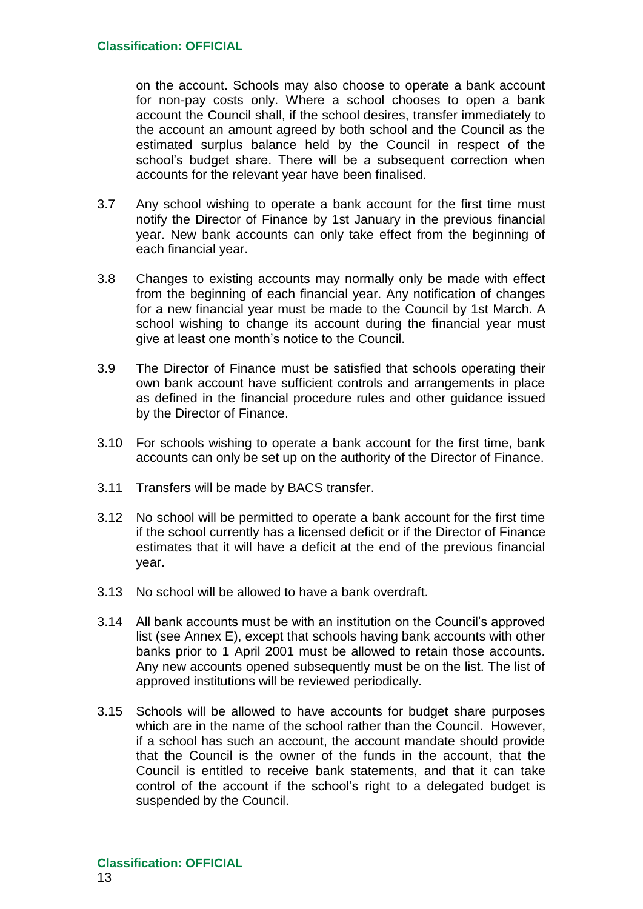on the account. Schools may also choose to operate a bank account for non-pay costs only. Where a school chooses to open a bank account the Council shall, if the school desires, transfer immediately to the account an amount agreed by both school and the Council as the estimated surplus balance held by the Council in respect of the school's budget share. There will be a subsequent correction when accounts for the relevant year have been finalised.

3.7 Any school wishing to operate a bank account for the first time must notify the Director of Finance by 1st January in the previous financial year. New bank accounts can only take effect from the beginning of each financial year.

3.8 Changes to existing accounts may normally only be made with effect from the beginning of each financial year. Any notification of changes for a new financial year must be made to the Council by 1st March. A school wishing to change its account during the financial year must give at least one month's notice to the Council.

3.9 The Director of Finance must be satisfied that schools operating their own bank account have sufficient controls and arrangements in place as defined in the financial procedure rules and other guidance issued by the Director of Finance.

3.10 For schools wishing to operate a bank account for the first time, bank accounts can only be set up on the authority of the Director of Finance.

3.11 Transfers will be made by BACS transfer.

3.12 No school will be permitted to operate a bank account for the first time if the school currently has a licensed deficit or if the Director of Finance estimates that it will have a deficit at the end of the previous financial year.

3.13 No school will be allowed to have a bank overdraft.

3.14 All bank accounts must be with an institution on the Council's approved list (see Annex E), except that schools having bank accounts with other banks prior to 1 April 2001 must be allowed to retain those accounts. Any new accounts opened subsequently must be on the list. The list of approved institutions will be reviewed periodically.

3.15 Schools will be allowed to have accounts for budget share purposes which are in the name of the school rather than the Council. However, if a school has such an account, the account mandate should provide that the Council is the owner of the funds in the account, that the Council is entitled to receive bank statements, and that it can take control of the account if the school's right to a delegated budget is suspended by the Council.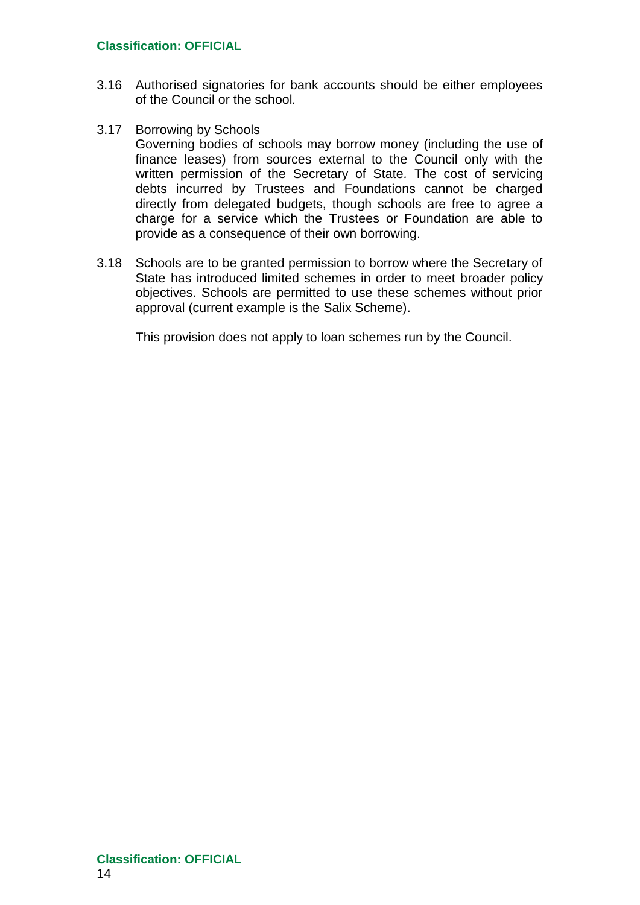3.16 Authorised signatories for bank accounts should be either employees of the Council or the school.

3.17 Borrowing by Schools

Governing bodies of schools may borrow money (including the use of finance leases) from sources external to the Council only with the written permission of the Secretary of State. The cost of servicing debts incurred by Trustees and Foundations cannot be charged directly from delegated budgets, though schools are free to agree a charge for a service which the Trustees or Foundation are able to provide as a consequence of their own borrowing.

3.18 Schools are to be granted permission to borrow where the Secretary of State has introduced limited schemes in order to meet broader policy objectives. Schools are permitted to use these schemes without prior approval (current example is the Salix Scheme).

This provision does not apply to loan schemes run by the Council.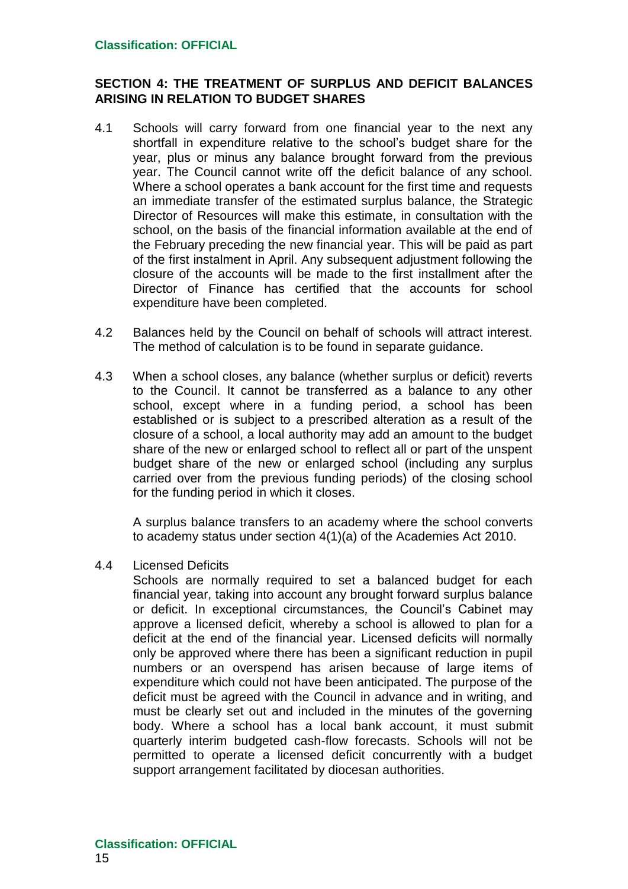## SECTION 4: THE TREATMENT OF SURPLUS AND DEFICIT BALANCES ARISING IN RELATION TO BUDGET SHARES

4.1 Schools will carry forward from one financial year to the next any shortfall in expenditure relative to the school's budget share for the year, plus or minus any balance brought forward from the previous year. The Council cannot write off the deficit balance of any school. Where a school operates a bank account for the first time and requests an immediate transfer of the estimated surplus balance, the Strategic Director of Resources will make this estimate, in consultation with the school, on the basis of the financial information available at the end of the February preceding the new financial year. This will be paid as part of the first instalment in April. Any subsequent adjustment following the closure of the accounts will be made to the first installment after the Director of Finance has certified that the accounts for school expenditure have been completed.

4.2 Balances held by the Council on behalf of schools will attract interest. The method of calculation is to be found in separate guidance.

4.3 When a school closes, any balance (whether surplus or deficit) reverts to the Council. It cannot be transferred as a balance to any other school, except where in a funding period, a school has been established or is subject to a prescribed alteration as a result of the closure of a school, a local authority may add an amount to the budget share of the new or enlarged school to reflect all or part of the unspent budget share of the new or enlarged school (including any surplus carried over from the previous funding periods) of the closing school for the funding period in which it closes.

A surplus balance transfers to an academy where the school converts to academy status under section 4(1)(a) of the Academies Act 2010.

4.4 Licensed Deficits

Schools are normally required to set a balanced budget for each financial year, taking into account any brought forward surplus balance or deficit. In exceptional circumstances, the Council's Cabinet may approve a licensed deficit, whereby a school is allowed to plan for a deficit at the end of the financial year. Licensed deficits will normally only be approved where there has been a significant reduction in pupil numbers or an overspend has arisen because of large items of expenditure which could not have been anticipated. The purpose of the deficit must be agreed with the Council in advance and in writing, and must be clearly set out and included in the minutes of the governing body. Where a school has a local bank account, it must submit quarterly interim budgeted cash-flow forecasts. Schools will not be permitted to operate a licensed deficit concurrently with a budget support arrangement facilitated by diocesan authorities.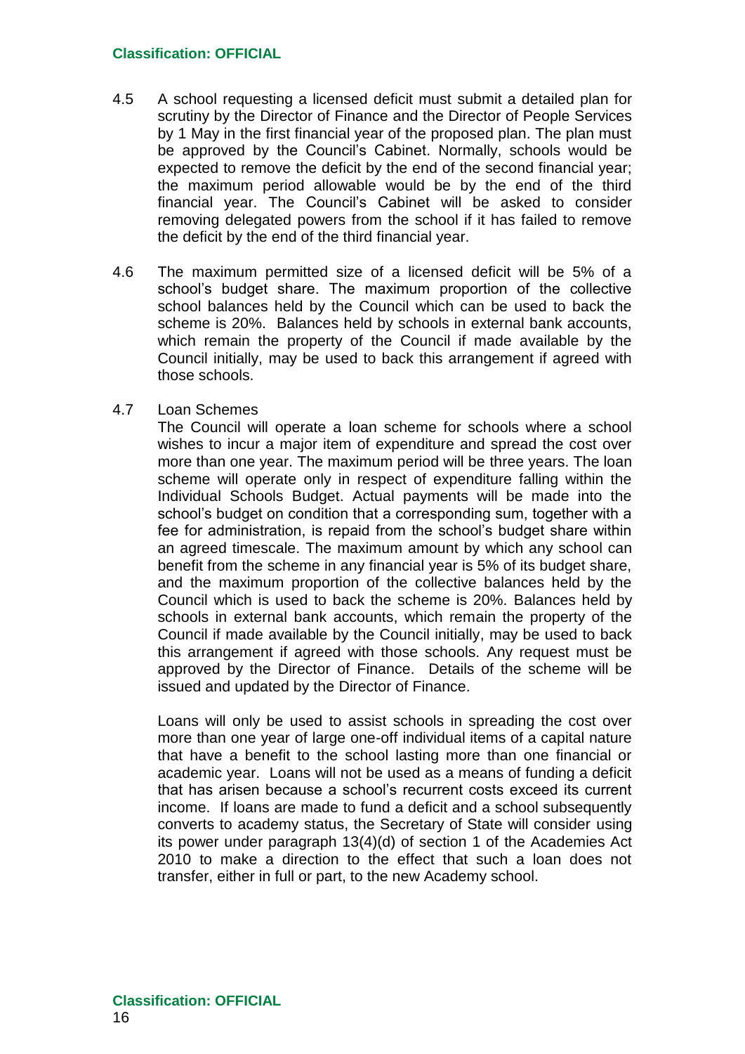4.5 A school requesting a licensed deficit must submit a detailed plan for scrutiny by the Director of Finance and the Director of People Services by 1 May in the first financial year of the proposed plan. The plan must be approved by the Council's Cabinet. Normally, schools would be expected to remove the deficit by the end of the second financial year; the maximum period allowable would be by the end of the third financial year. The Council's Cabinet will be asked to consider removing delegated powers from the school if it has failed to remove the deficit by the end of the third financial year.

4.6 The maximum permitted size of a licensed deficit will be 5% of a school's budget share. The maximum proportion of the collective school balances held by the Council which can be used to back the scheme is 20%. Balances held by schools in external bank accounts, which remain the property of the Council if made available by the Council initially, may be used to back this arrangement if agreed with those schools.

4.7 Loan Schemes

The Council will operate a loan scheme for schools where a school wishes to incur a major item of expenditure and spread the cost over more than one year. The maximum period will be three years. The loan scheme will operate only in respect of expenditure falling within the Individual Schools Budget. Actual payments will be made into the school's budget on condition that a corresponding sum, together with a fee for administration, is repaid from the school's budget share within an agreed timescale. The maximum amount by which any school can benefit from the scheme in any financial year is 5% of its budget share, and the maximum proportion of the collective balances held by the Council which is used to back the scheme is 20%. Balances held by schools in external bank accounts, which remain the property of the Council if made available by the Council initially, may be used to back this arrangement if agreed with those schools. Any request must be approved by the Director of Finance. Details of the scheme will be issued and updated by the Director of Finance.

Loans will only be used to assist schools in spreading the cost over more than one year of large one-off individual items of a capital nature that have a benefit to the school lasting more than one financial or academic year. Loans will not be used as a means of funding a deficit that has arisen because a school's recurrent costs exceed its current income. If loans are made to fund a deficit and a school subsequently converts to academy status, the Secretary of State will consider using its power under paragraph 13(4)(d) of section 1 of the Academies Act 2010 to make a direction to the effect that such a loan does not transfer, either in full or part, to the new Academy school.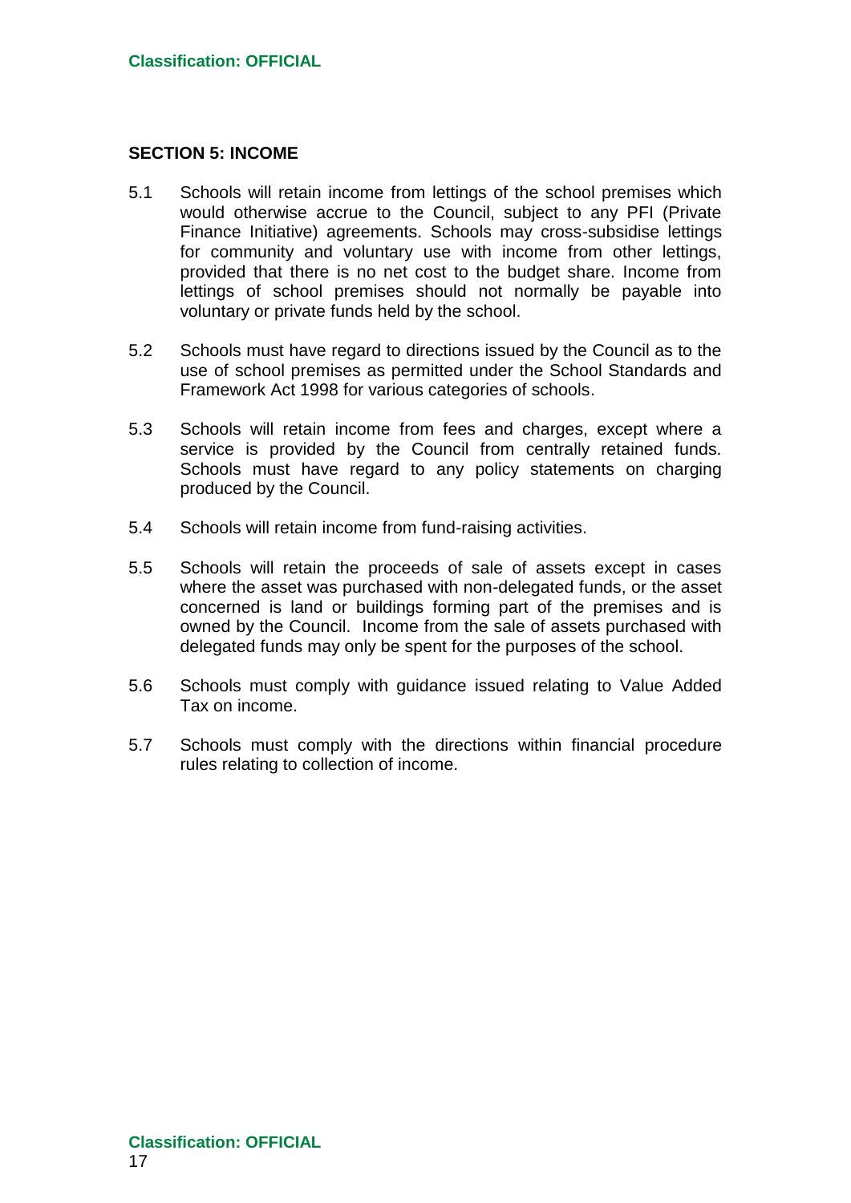## SECTION 5: INCOME

5.1 Schools will retain income from lettings of the school premises which would otherwise accrue to the Council, subject to any PFI (Private Finance Initiative) agreements. Schools may cross-subsidise lettings for community and voluntary use with income from other lettings, provided that there is no net cost to the budget share. Income from lettings of school premises should not normally be payable into voluntary or private funds held by the school.

5.2 Schools must have regard to directions issued by the Council as to the use of school premises as permitted under the School Standards and Framework Act 1998 for various categories of schools.

5.3 Schools will retain income from fees and charges, except where a service is provided by the Council from centrally retained funds. Schools must have regard to any policy statements on charging produced by the Council.

5.4 Schools will retain income from fund-raising activities.

5.5 Schools will retain the proceeds of sale of assets except in cases where the asset was purchased with non-delegated funds, or the asset concerned is land or buildings forming part of the premises and is owned by the Council. Income from the sale of assets purchased with delegated funds may only be spent for the purposes of the school.

5.6 Schools must comply with guidance issued relating to Value Added Tax on income.

5.7 Schools must comply with the directions within financial procedure rules relating to collection of income.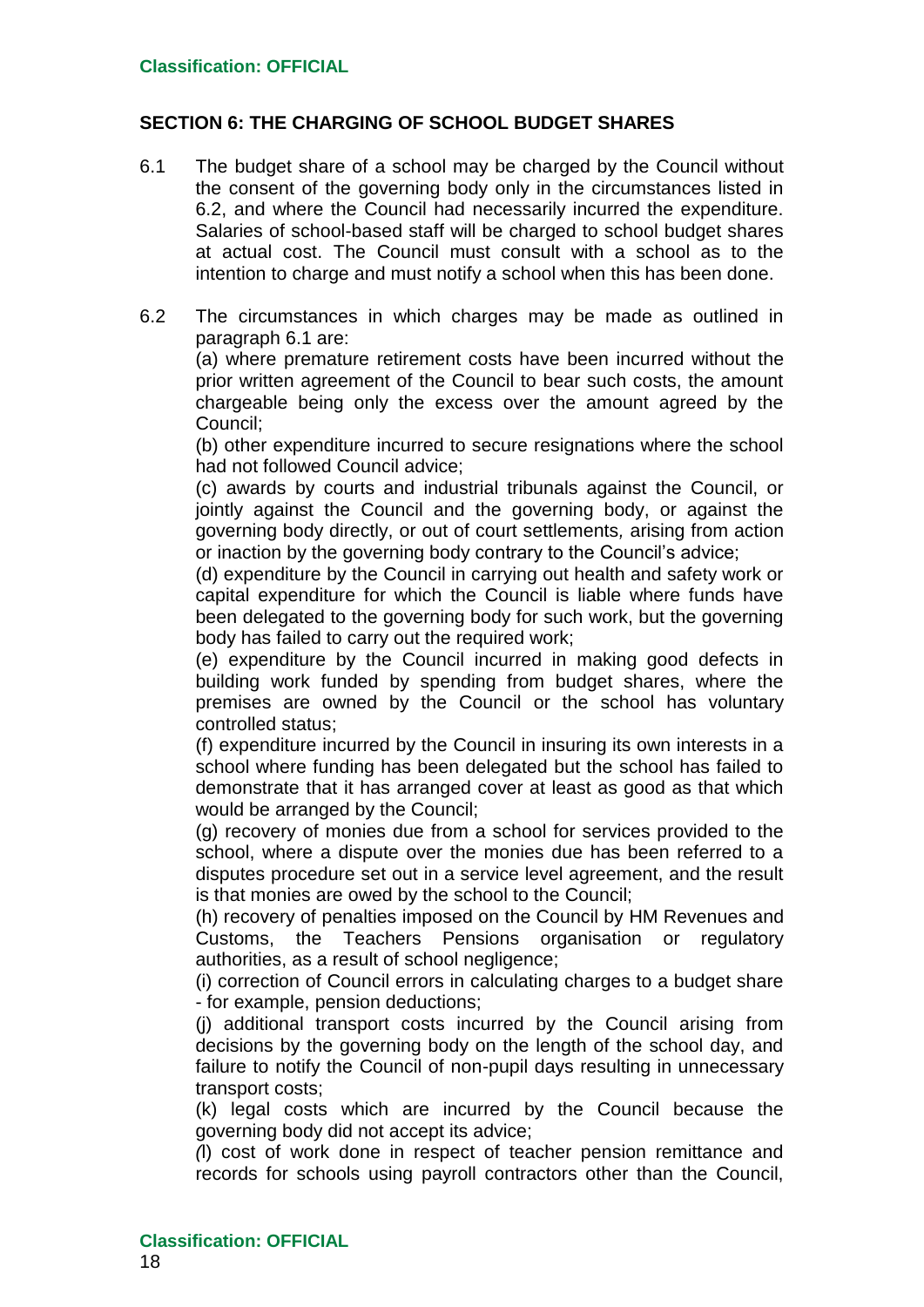## SECTION 6: THE CHARGING OF SCHOOL BUDGET SHARES

6.1 The budget share of a school may be charged by the Council without the consent of the governing body only in the circumstances listed in 6.2, and where the Council had necessarily incurred the expenditure. Salaries of school-based staff will be charged to school budget shares at actual cost. The Council must consult with a school as to the intention to charge and must notify a school when this has been done.

6.2 The circumstances in which charges may be made as outlined in paragraph 6.1 are:

(a) where premature retirement costs have been incurred without the prior written agreement of the Council to bear such costs, the amount chargeable being only the excess over the amount agreed by the Council;

(b) other expenditure incurred to secure resignations where the school had not followed Council advice;

(c) awards by courts and industrial tribunals against the Council, or jointly against the Council and the governing body, or against the governing body directly, or out of court settlements, arising from action or inaction by the governing body contrary to the Council's advice;

(d) expenditure by the Council in carrying out health and safety work or capital expenditure for which the Council is liable where funds have been delegated to the governing body for such work, but the governing body has failed to carry out the required work;

(e) expenditure by the Council incurred in making good defects in building work funded by spending from budget shares, where the premises are owned by the Council or the school has voluntary controlled status;

(f) expenditure incurred by the Council in insuring its own interests in a school where funding has been delegated but the school has failed to demonstrate that it has arranged cover at least as good as that which would be arranged by the Council;

(g) recovery of monies due from a school for services provided to the school, where a dispute over the monies due has been referred to a disputes procedure set out in a service level agreement, and the result is that monies are owed by the school to the Council;

(h) recovery of penalties imposed on the Council by HM Revenues and Customs, the Teachers Pensions organisation or regulatory authorities, as a result of school negligence;

(i) correction of Council errors in calculating charges to a budget share - for example, pension deductions;

(j) additional transport costs incurred by the Council arising from decisions by the governing body on the length of the school day, and failure to notify the Council of non-pupil days resulting in unnecessary transport costs;

(k) legal costs which are incurred by the Council because the governing body did not accept its advice;

(l) cost of work done in respect of teacher pension remittance and records for schools using payroll contractors other than the Council,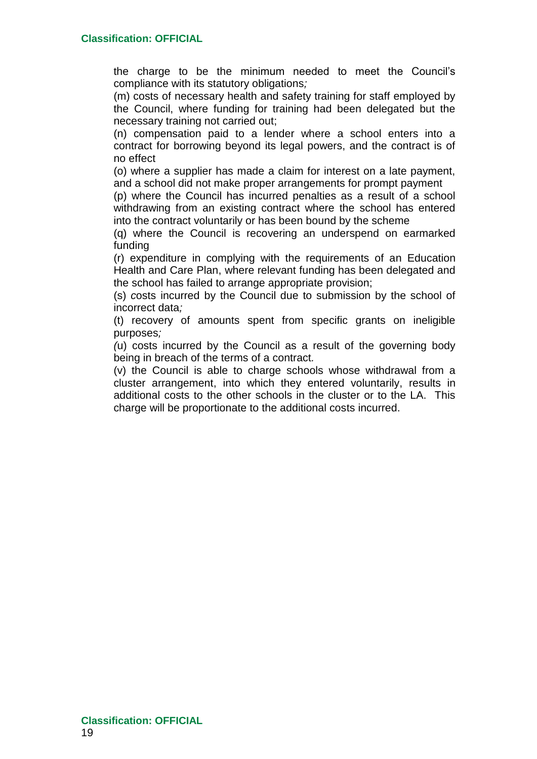the charge to be the minimum needed to meet the Council's compliance with its statutory obligations*;*

(m) costs of necessary health and safety training for staff employed by the Council, where funding for training had been delegated but the necessary training not carried out;

(n) compensation paid to a lender where a school enters into a contract for borrowing beyond its legal powers, and the contract is of no effect

(o) where a supplier has made a claim for interest on a late payment, and a school did not make proper arrangements for prompt payment

(p) where the Council has incurred penalties as a result of a school withdrawing from an existing contract where the school has entered into the contract voluntarily or has been bound by the scheme

(q) where the Council is recovering an underspend on earmarked funding

(r) expenditure in complying with the requirements of an Education Health and Care Plan, where relevant funding has been delegated and the school has failed to arrange appropriate provision;

(s) costs incurred by the Council due to submission by the school of incorrect data*;*

(t) recovery of amounts spent from specific grants on ineligible purposes*;*

*(*u) costs incurred by the Council as a result of the governing body being in breach of the terms of a contract*.*

(v) the Council is able to charge schools whose withdrawal from a cluster arrangement, into which they entered voluntarily, results in additional costs to the other schools in the cluster or to the LA. This charge will be proportionate to the additional costs incurred.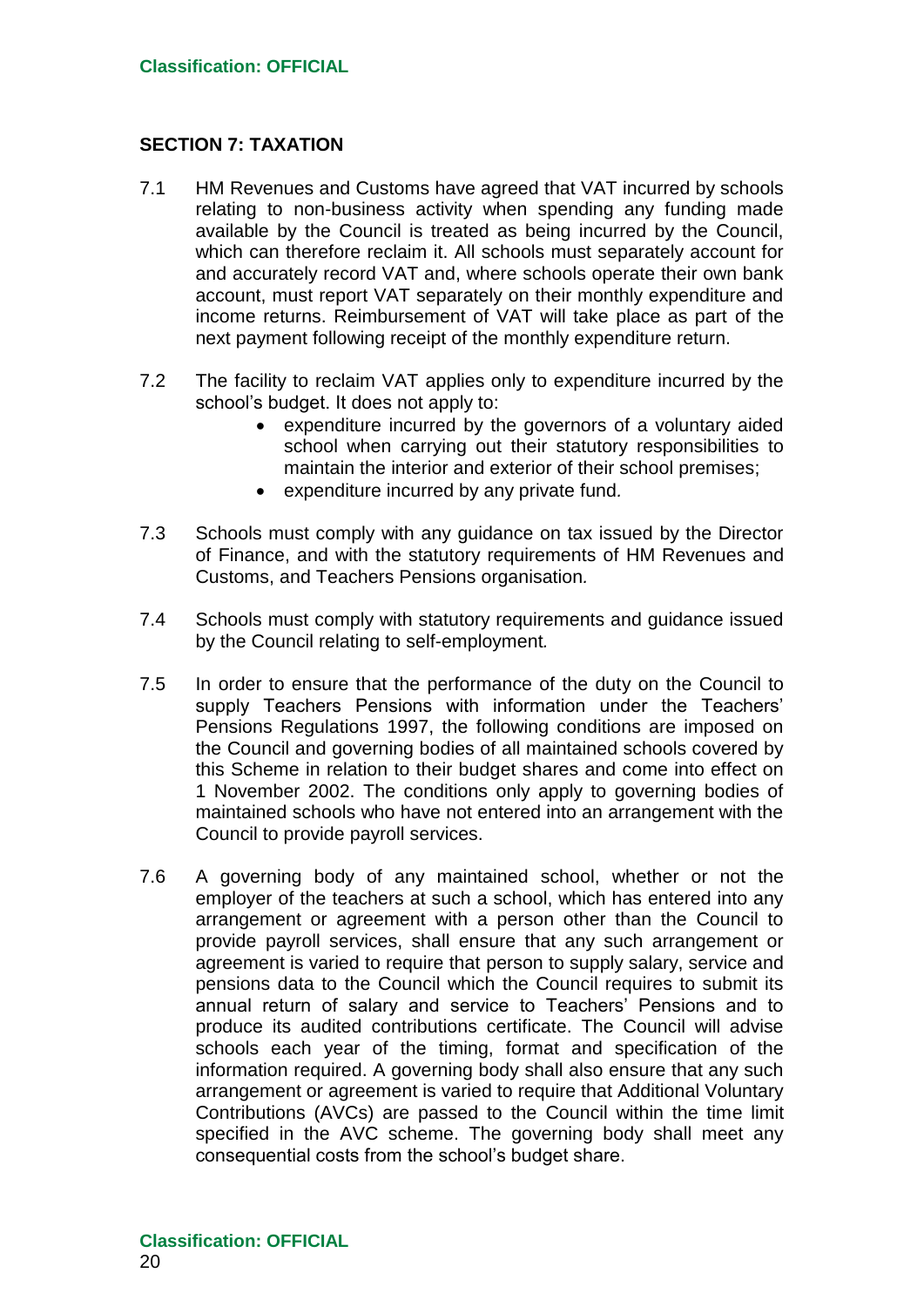## SECTION 7: TAXATION

7.1 HM Revenues and Customs have agreed that VAT incurred by schools relating to non-business activity when spending any funding made available by the Council is treated as being incurred by the Council, which can therefore reclaim it. All schools must separately account for and accurately record VAT and, where schools operate their own bank account, must report VAT separately on their monthly expenditure and income returns. Reimbursement of VAT will take place as part of the next payment following receipt of the monthly expenditure return.

7.2 The facility to reclaim VAT applies only to expenditure incurred by the school's budget. It does not apply to:

- expenditure incurred by the governors of a voluntary aided school when carrying out their statutory responsibilities to maintain the interior and exterior of their school premises;
- expenditure incurred by any private fund*.*

7.3 Schools must comply with any guidance on tax issued by the Director of Finance, and with the statutory requirements of HM Revenues and Customs, and Teachers Pensions organisation*.*

7.4 Schools must comply with statutory requirements and guidance issued by the Council relating to self-employment*.*

7.5 In order to ensure that the performance of the duty on the Council to supply Teachers Pensions with information under the Teachers' Pensions Regulations 1997, the following conditions are imposed on the Council and governing bodies of all maintained schools covered by this Scheme in relation to their budget shares and come into effect on 1 November 2002. The conditions only apply to governing bodies of maintained schools who have not entered into an arrangement with the Council to provide payroll services.

7.6 A governing body of any maintained school, whether or not the employer of the teachers at such a school, which has entered into any arrangement or agreement with a person other than the Council to provide payroll services, shall ensure that any such arrangement or agreement is varied to require that person to supply salary, service and pensions data to the Council which the Council requires to submit its annual return of salary and service to Teachers' Pensions and to produce its audited contributions certificate. The Council will advise schools each year of the timing, format and specification of the information required. A governing body shall also ensure that any such arrangement or agreement is varied to require that Additional Voluntary Contributions (AVCs) are passed to the Council within the time limit specified in the AVC scheme. The governing body shall meet any consequential costs from the school's budget share.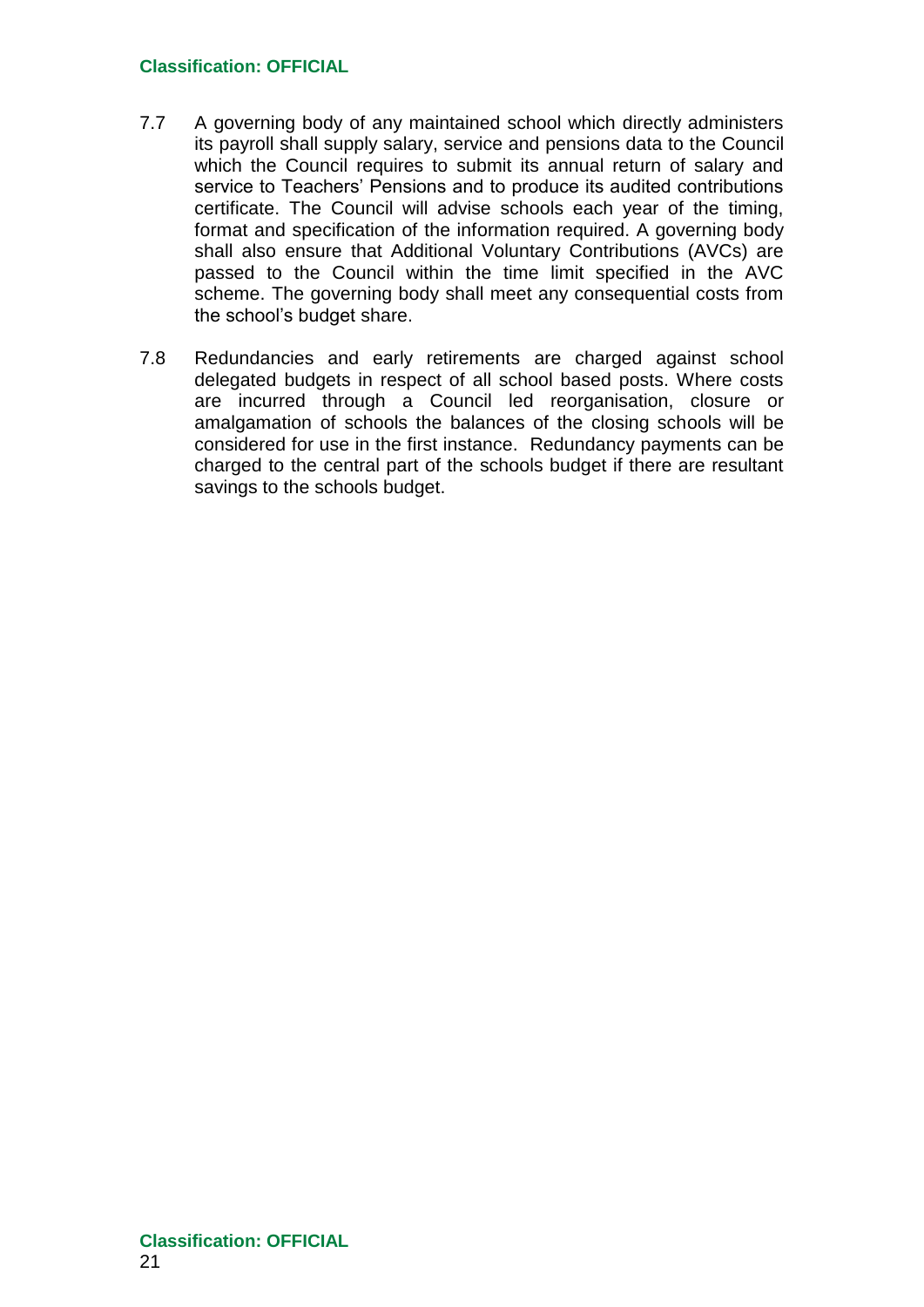7.7 A governing body of any maintained school which directly administers its payroll shall supply salary, service and pensions data to the Council which the Council requires to submit its annual return of salary and service to Teachers' Pensions and to produce its audited contributions certificate. The Council will advise schools each year of the timing, format and specification of the information required. A governing body shall also ensure that Additional Voluntary Contributions (AVCs) are passed to the Council within the time limit specified in the AVC scheme. The governing body shall meet any consequential costs from the school's budget share.

7.8 Redundancies and early retirements are charged against school delegated budgets in respect of all school based posts. Where costs are incurred through a Council led reorganisation, closure or amalgamation of schools the balances of the closing schools will be considered for use in the first instance. Redundancy payments can be charged to the central part of the schools budget if there are resultant savings to the schools budget.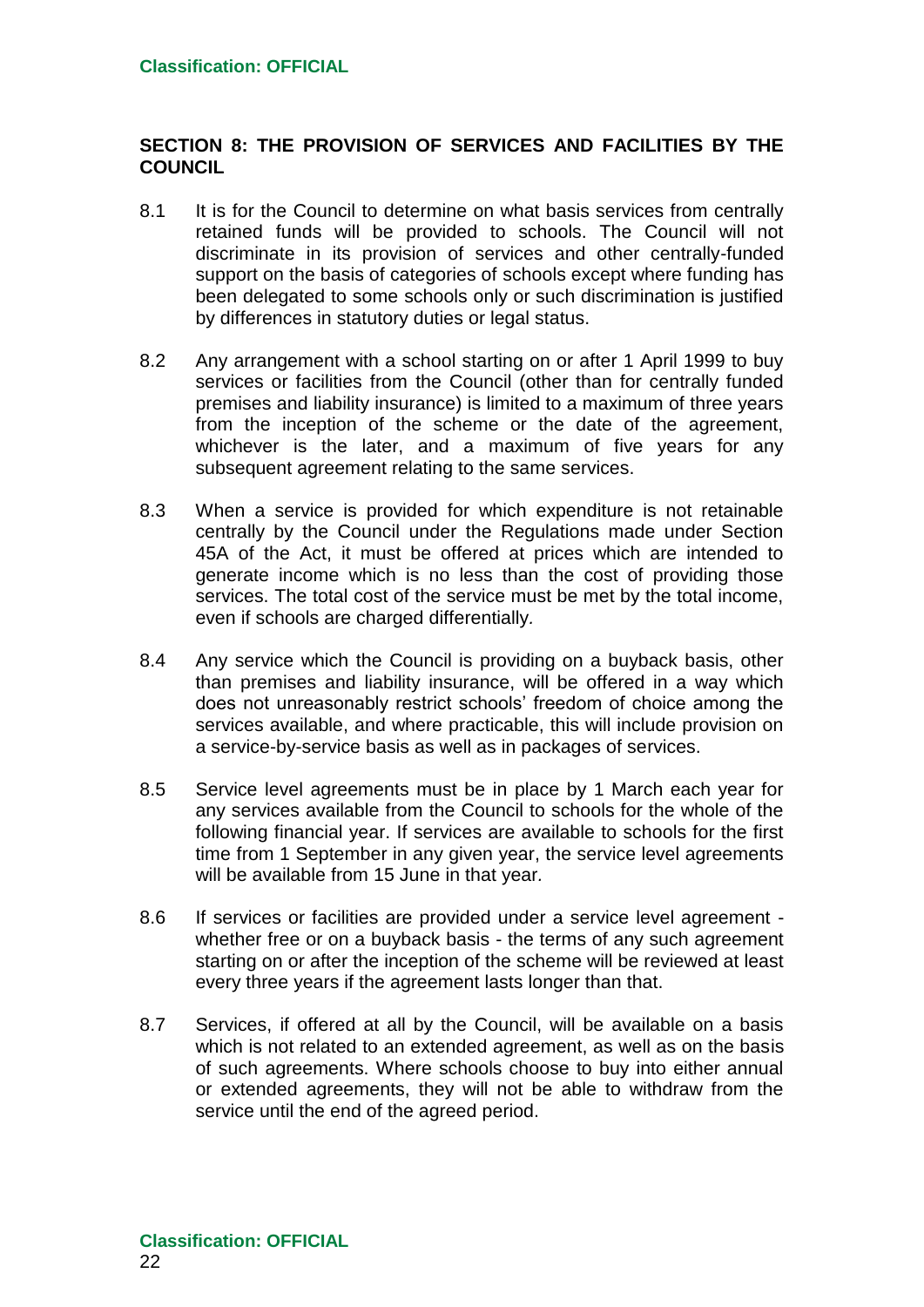## SECTION 8: THE PROVISION OF SERVICES AND FACILITIES BY THE COUNCIL

8.1 It is for the Council to determine on what basis services from centrally retained funds will be provided to schools. The Council will not discriminate in its provision of services and other centrally-funded support on the basis of categories of schools except where funding has been delegated to some schools only or such discrimination is justified by differences in statutory duties or legal status.

8.2 Any arrangement with a school starting on or after 1 April 1999 to buy services or facilities from the Council (other than for centrally funded premises and liability insurance) is limited to a maximum of three years from the inception of the scheme or the date of the agreement, whichever is the later, and a maximum of five years for any subsequent agreement relating to the same services.

8.3 When a service is provided for which expenditure is not retainable centrally by the Council under the Regulations made under Section 45A of the Act, it must be offered at prices which are intended to generate income which is no less than the cost of providing those services. The total cost of the service must be met by the total income, even if schools are charged differentially.

8.4 Any service which the Council is providing on a buyback basis, other than premises and liability insurance, will be offered in a way which does not unreasonably restrict schools' freedom of choice among the services available, and where practicable, this will include provision on a service-by-service basis as well as in packages of services.

8.5 Service level agreements must be in place by 1 March each year for any services available from the Council to schools for the whole of the following financial year. If services are available to schools for the first time from 1 September in any given year, the service level agreements will be available from 15 June in that year.

8.6 If services or facilities are provided under a service level agreement - whether free or on a buyback basis - the terms of any such agreement starting on or after the inception of the scheme will be reviewed at least every three years if the agreement lasts longer than that.

8.7 Services, if offered at all by the Council, will be available on a basis which is not related to an extended agreement, as well as on the basis of such agreements. Where schools choose to buy into either annual or extended agreements, they will not be able to withdraw from the service until the end of the agreed period.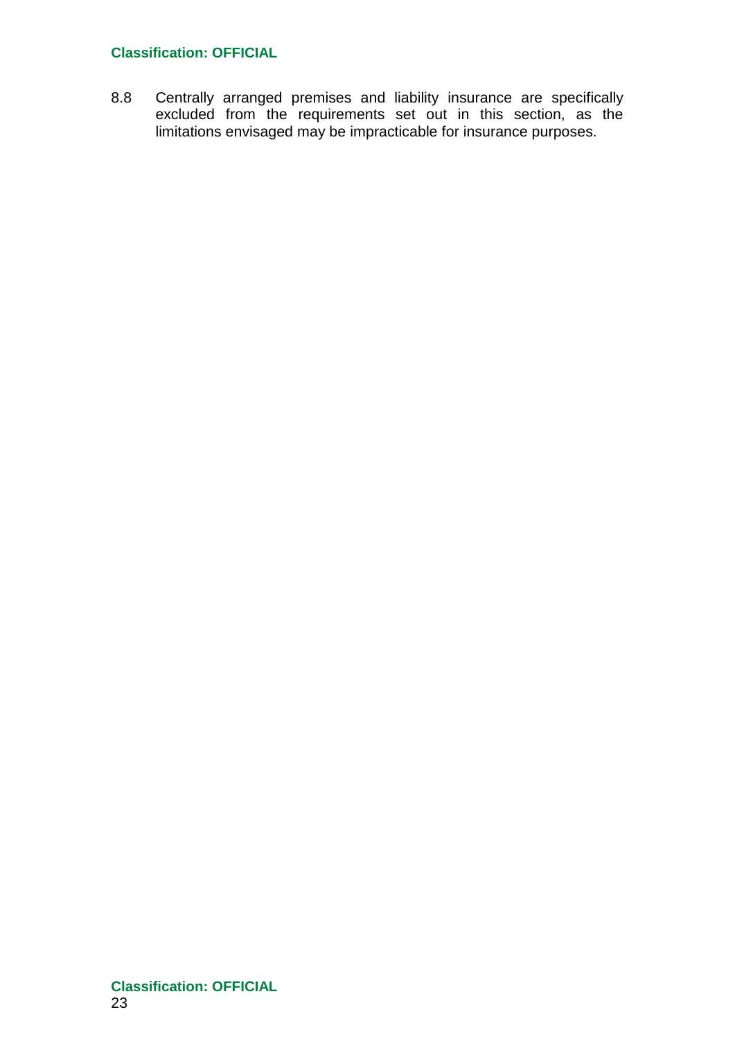8.8 Centrally arranged premises and liability insurance are specifically excluded from the requirements set out in this section, as the limitations envisaged may be impracticable for insurance purposes.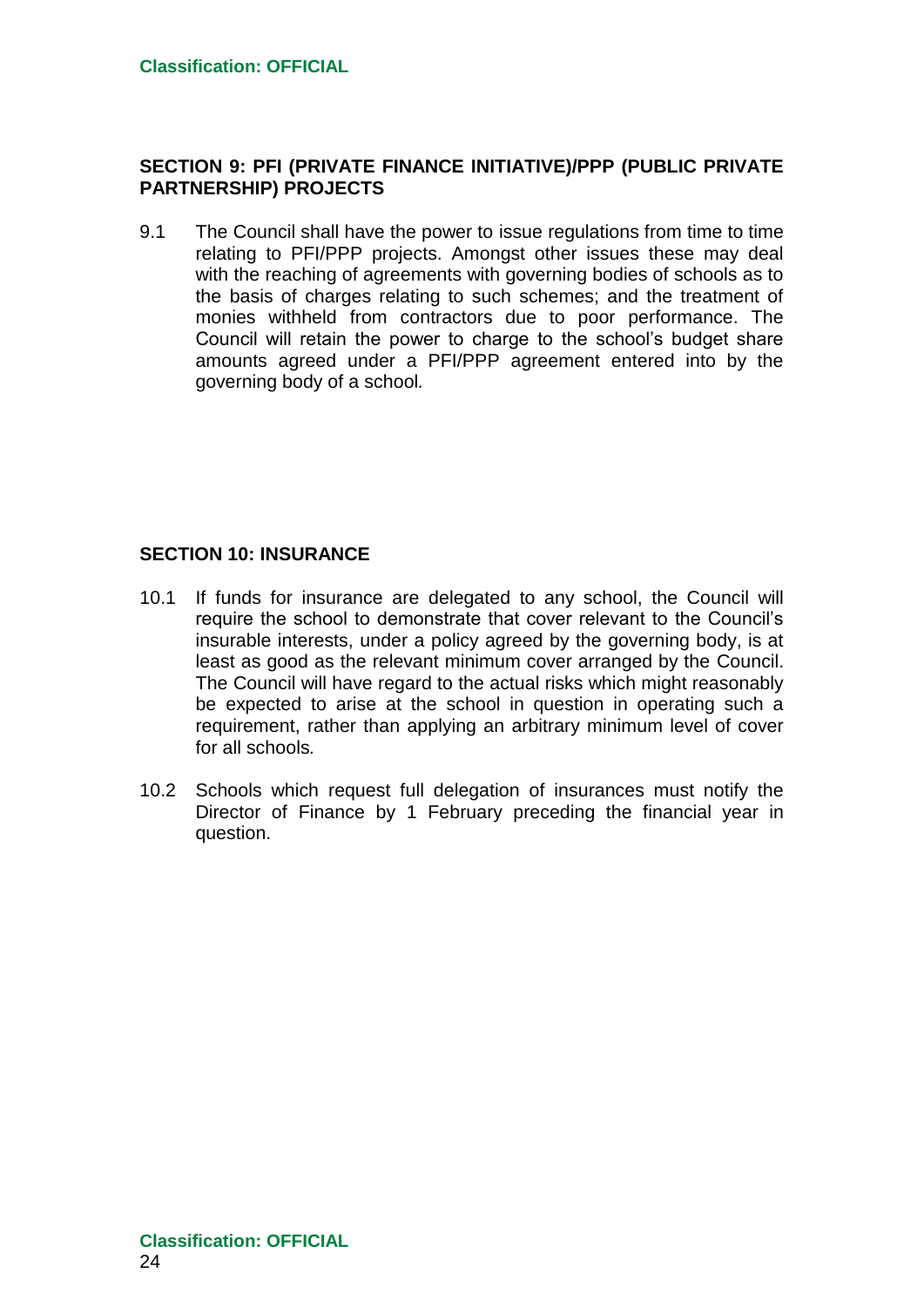## SECTION 9: PFI (PRIVATE FINANCE INITIATIVE)/PPP (PUBLIC PRIVATE PARTNERSHIP) PROJECTS

9.1 The Council shall have the power to issue regulations from time to time relating to PFI/PPP projects. Amongst other issues these may deal with the reaching of agreements with governing bodies of schools as to the basis of charges relating to such schemes; and the treatment of monies withheld from contractors due to poor performance. The Council will retain the power to charge to the school's budget share amounts agreed under a PFI/PPP agreement entered into by the governing body of a school.

## SECTION 10: INSURANCE

10.1 If funds for insurance are delegated to any school, the Council will require the school to demonstrate that cover relevant to the Council's insurable interests, under a policy agreed by the governing body, is at least as good as the relevant minimum cover arranged by the Council. The Council will have regard to the actual risks which might reasonably be expected to arise at the school in question in operating such a requirement, rather than applying an arbitrary minimum level of cover for all schools.

10.2 Schools which request full delegation of insurances must notify the Director of Finance by 1 February preceding the financial year in question.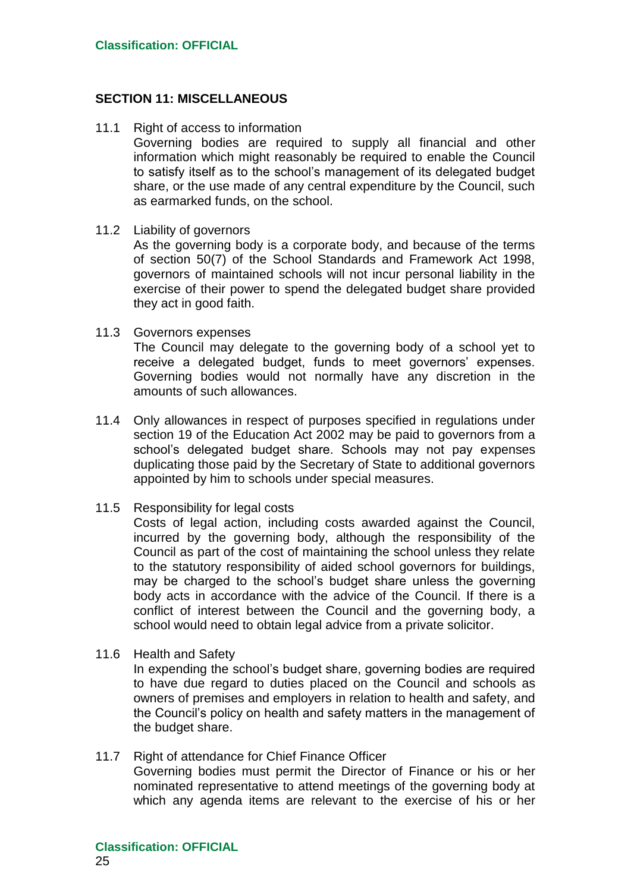## SECTION 11: MISCELLANEOUS

11.1 Right of access to information

Governing bodies are required to supply all financial and other information which might reasonably be required to enable the Council to satisfy itself as to the school's management of its delegated budget share, or the use made of any central expenditure by the Council, such as earmarked funds, on the school.

11.2 Liability of governors

As the governing body is a corporate body, and because of the terms of section 50(7) of the School Standards and Framework Act 1998, governors of maintained schools will not incur personal liability in the exercise of their power to spend the delegated budget share provided they act in good faith.

11.3 Governors expenses

The Council may delegate to the governing body of a school yet to receive a delegated budget, funds to meet governors' expenses. Governing bodies would not normally have any discretion in the amounts of such allowances.

11.4 Only allowances in respect of purposes specified in regulations under section 19 of the Education Act 2002 may be paid to governors from a school's delegated budget share. Schools may not pay expenses duplicating those paid by the Secretary of State to additional governors appointed by him to schools under special measures.

11.5 Responsibility for legal costs

Costs of legal action, including costs awarded against the Council, incurred by the governing body, although the responsibility of the Council as part of the cost of maintaining the school unless they relate to the statutory responsibility of aided school governors for buildings, may be charged to the school's budget share unless the governing body acts in accordance with the advice of the Council. If there is a conflict of interest between the Council and the governing body, a school would need to obtain legal advice from a private solicitor.

11.6 Health and Safety

In expending the school's budget share, governing bodies are required to have due regard to duties placed on the Council and schools as owners of premises and employers in relation to health and safety, and the Council's policy on health and safety matters in the management of the budget share.

11.7 Right of attendance for Chief Finance Officer

Governing bodies must permit the Director of Finance or his or her nominated representative to attend meetings of the governing body at which any agenda items are relevant to the exercise of his or her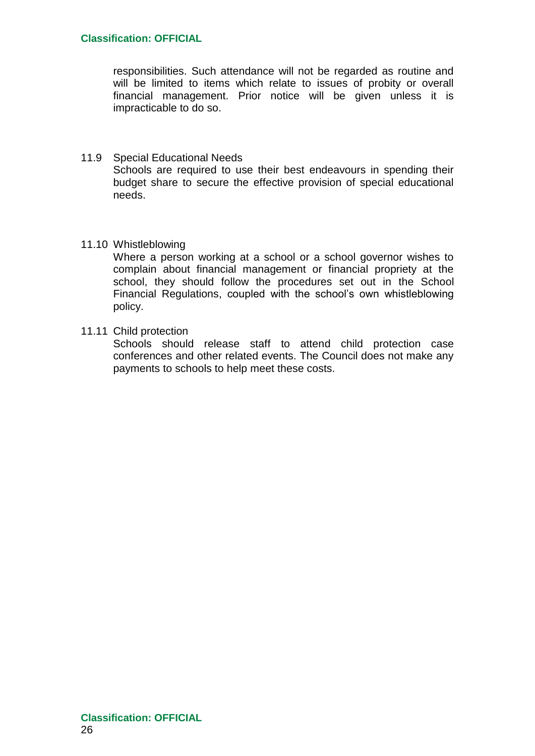responsibilities. Such attendance will not be regarded as routine and will be limited to items which relate to issues of probity or overall financial management. Prior notice will be given unless it is impracticable to do so.

### 11.9 Special Educational Needs

Schools are required to use their best endeavours in spending their budget share to secure the effective provision of special educational needs.

### 11.10 Whistleblowing

Where a person working at a school or a school governor wishes to complain about financial management or financial propriety at the school, they should follow the procedures set out in the School Financial Regulations, coupled with the school's own whistleblowing policy.

### 11.11 Child protection

Schools should release staff to attend child protection case conferences and other related events. The Council does not make any payments to schools to help meet these costs.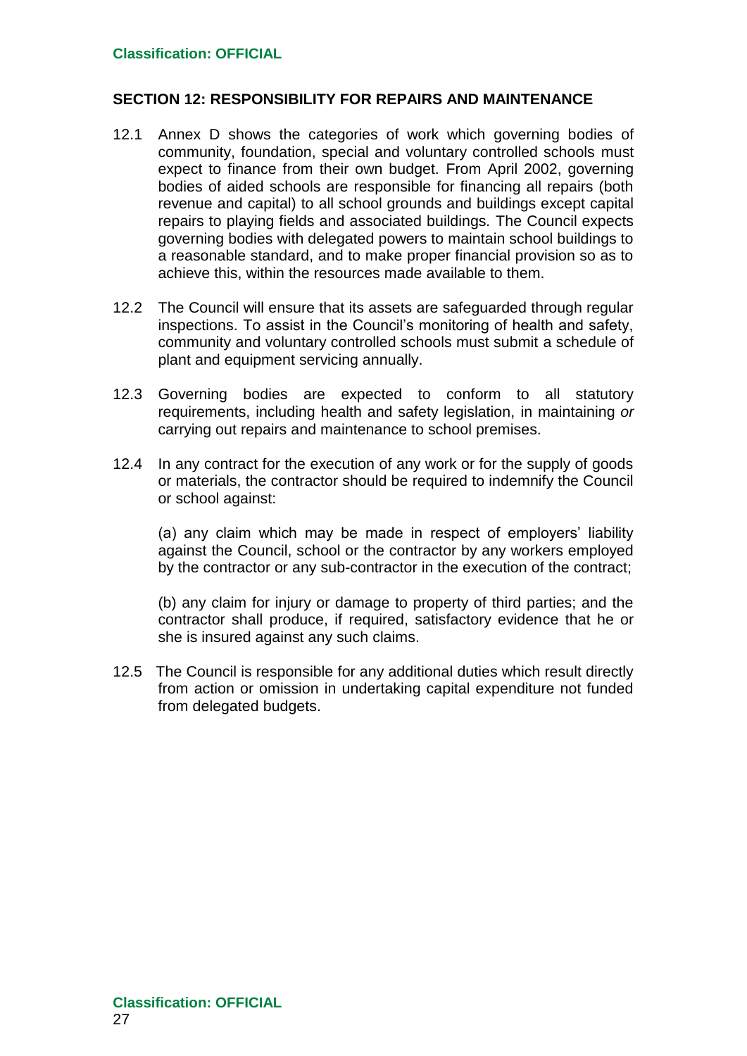## SECTION 12: RESPONSIBILITY FOR REPAIRS AND MAINTENANCE

12.1 Annex D shows the categories of work which governing bodies of community, foundation, special and voluntary controlled schools must expect to finance from their own budget. From April 2002, governing bodies of aided schools are responsible for financing all repairs (both revenue and capital) to all school grounds and buildings except capital repairs to playing fields and associated buildings. The Council expects governing bodies with delegated powers to maintain school buildings to a reasonable standard, and to make proper financial provision so as to achieve this, within the resources made available to them.

12.2 The Council will ensure that its assets are safeguarded through regular inspections. To assist in the Council's monitoring of health and safety, community and voluntary controlled schools must submit a schedule of plant and equipment servicing annually.

12.3 Governing bodies are expected to conform to all statutory requirements, including health and safety legislation, in maintaining *or* carrying out repairs and maintenance to school premises.

12.4 In any contract for the execution of any work or for the supply of goods or materials, the contractor should be required to indemnify the Council or school against:

(a) any claim which may be made in respect of employers' liability against the Council, school or the contractor by any workers employed by the contractor or any sub-contractor in the execution of the contract;

(b) any claim for injury or damage to property of third parties; and the contractor shall produce, if required, satisfactory evidence that he or she is insured against any such claims.

12.5 The Council is responsible for any additional duties which result directly from action or omission in undertaking capital expenditure not funded from delegated budgets.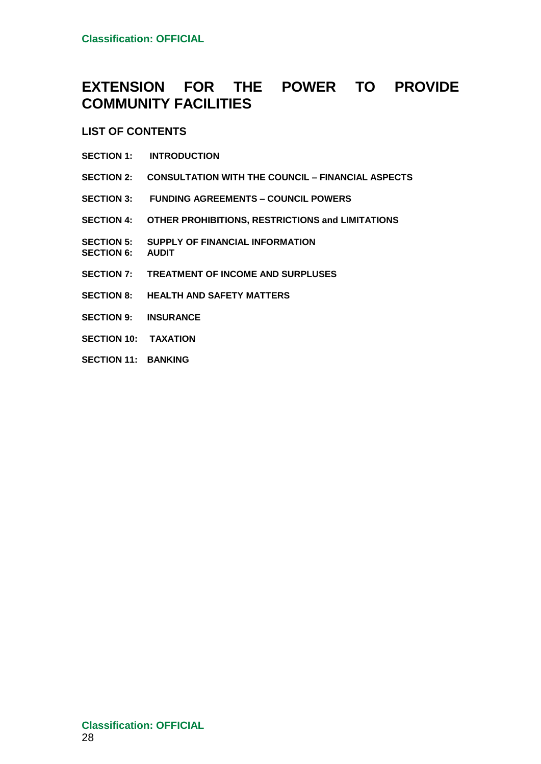# EXTENSION FOR THE POWER TO PROVIDE COMMUNITY FACILITIES

## LIST OF CONTENTS

**SECTION 1: INTRODUCTION**

**SECTION 2: CONSULTATION WITH THE COUNCIL – FINANCIAL ASPECTS**

**SECTION 3: FUNDING AGREEMENTS – COUNCIL POWERS**

**SECTION 4: OTHER PROHIBITIONS, RESTRICTIONS and LIMITATIONS**

**SECTION 5: SUPPLY OF FINANCIAL INFORMATION**
**SECTION 6: AUDIT**

**SECTION 7: TREATMENT OF INCOME AND SURPLUSES**

**SECTION 8: HEALTH AND SAFETY MATTERS**

**SECTION 9: INSURANCE**

**SECTION 10: TAXATION**

**SECTION 11: BANKING**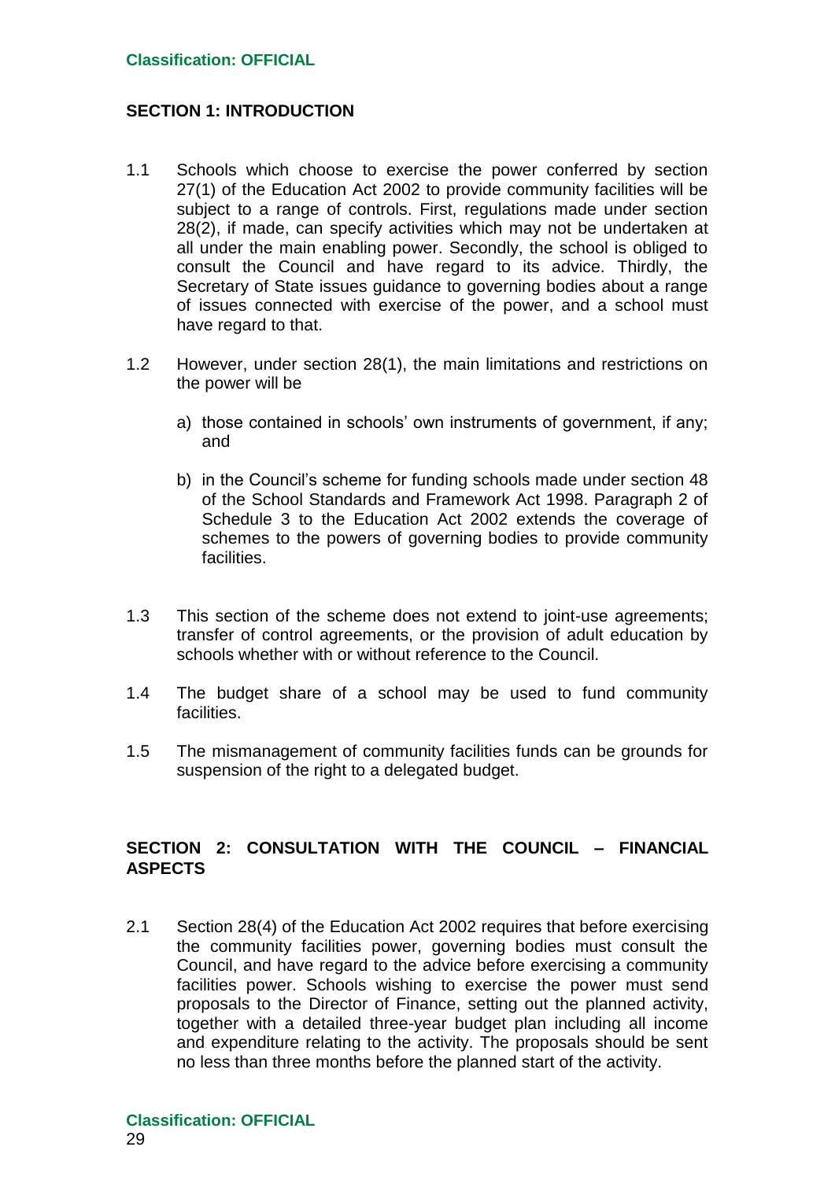## SECTION 1: INTRODUCTION

1.1 Schools which choose to exercise the power conferred by section 27(1) of the Education Act 2002 to provide community facilities will be subject to a range of controls. First, regulations made under section 28(2), if made, can specify activities which may not be undertaken at all under the main enabling power. Secondly, the school is obliged to consult the Council and have regard to its advice. Thirdly, the Secretary of State issues guidance to governing bodies about a range of issues connected with exercise of the power, and a school must have regard to that.

1.2 However, under section 28(1), the main limitations and restrictions on the power will be

a) those contained in schools' own instruments of government, if any; and

b) in the Council's scheme for funding schools made under section 48 of the School Standards and Framework Act 1998. Paragraph 2 of Schedule 3 to the Education Act 2002 extends the coverage of schemes to the powers of governing bodies to provide community facilities.

1.3 This section of the scheme does not extend to joint-use agreements; transfer of control agreements, or the provision of adult education by schools whether with or without reference to the Council.

1.4 The budget share of a school may be used to fund community facilities.

1.5 The mismanagement of community facilities funds can be grounds for suspension of the right to a delegated budget.

## SECTION 2: CONSULTATION WITH THE COUNCIL – FINANCIAL ASPECTS

2.1 Section 28(4) of the Education Act 2002 requires that before exercising the community facilities power, governing bodies must consult the Council, and have regard to the advice before exercising a community facilities power. Schools wishing to exercise the power must send proposals to the Director of Finance, setting out the planned activity, together with a detailed three-year budget plan including all income and expenditure relating to the activity. The proposals should be sent no less than three months before the planned start of the activity.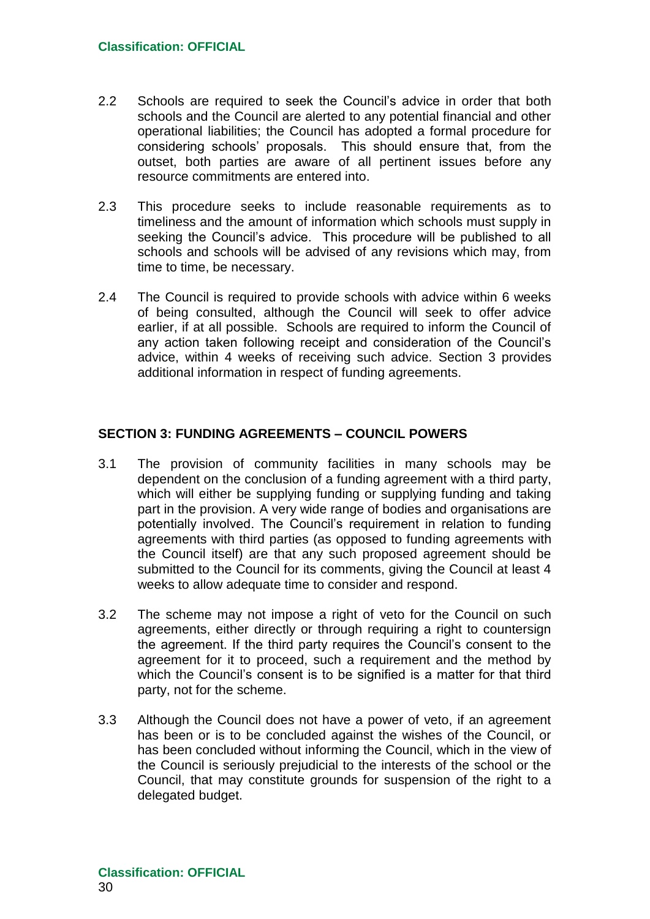2.2 Schools are required to seek the Council's advice in order that both schools and the Council are alerted to any potential financial and other operational liabilities; the Council has adopted a formal procedure for considering schools' proposals. This should ensure that, from the outset, both parties are aware of all pertinent issues before any resource commitments are entered into.

2.3 This procedure seeks to include reasonable requirements as to timeliness and the amount of information which schools must supply in seeking the Council's advice. This procedure will be published to all schools and schools will be advised of any revisions which may, from time to time, be necessary.

2.4 The Council is required to provide schools with advice within 6 weeks of being consulted, although the Council will seek to offer advice earlier, if at all possible. Schools are required to inform the Council of any action taken following receipt and consideration of the Council's advice, within 4 weeks of receiving such advice. Section 3 provides additional information in respect of funding agreements.

## SECTION 3: FUNDING AGREEMENTS – COUNCIL POWERS

3.1 The provision of community facilities in many schools may be dependent on the conclusion of a funding agreement with a third party, which will either be supplying funding or supplying funding and taking part in the provision. A very wide range of bodies and organisations are potentially involved. The Council's requirement in relation to funding agreements with third parties (as opposed to funding agreements with the Council itself) are that any such proposed agreement should be submitted to the Council for its comments, giving the Council at least 4 weeks to allow adequate time to consider and respond.

3.2 The scheme may not impose a right of veto for the Council on such agreements, either directly or through requiring a right to countersign the agreement. If the third party requires the Council's consent to the agreement for it to proceed, such a requirement and the method by which the Council's consent is to be signified is a matter for that third party, not for the scheme.

3.3 Although the Council does not have a power of veto, if an agreement has been or is to be concluded against the wishes of the Council, or has been concluded without informing the Council, which in the view of the Council is seriously prejudicial to the interests of the school or the Council, that may constitute grounds for suspension of the right to a delegated budget.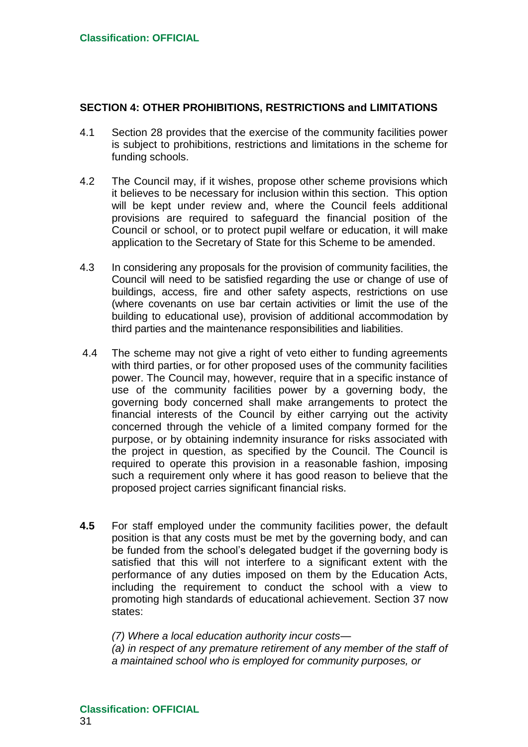## SECTION 4: OTHER PROHIBITIONS, RESTRICTIONS and LIMITATIONS

4.1 Section 28 provides that the exercise of the community facilities power is subject to prohibitions, restrictions and limitations in the scheme for funding schools.

4.2 The Council may, if it wishes, propose other scheme provisions which it believes to be necessary for inclusion within this section. This option will be kept under review and, where the Council feels additional provisions are required to safeguard the financial position of the Council or school, or to protect pupil welfare or education, it will make application to the Secretary of State for this Scheme to be amended.

4.3 In considering any proposals for the provision of community facilities, the Council will need to be satisfied regarding the use or change of use of buildings, access, fire and other safety aspects, restrictions on use (where covenants on use bar certain activities or limit the use of the building to educational use), provision of additional accommodation by third parties and the maintenance responsibilities and liabilities.

4.4 The scheme may not give a right of veto either to funding agreements with third parties, or for other proposed uses of the community facilities power. The Council may, however, require that in a specific instance of use of the community facilities power by a governing body, the governing body concerned shall make arrangements to protect the financial interests of the Council by either carrying out the activity concerned through the vehicle of a limited company formed for the purpose, or by obtaining indemnity insurance for risks associated with the project in question, as specified by the Council. The Council is required to operate this provision in a reasonable fashion, imposing such a requirement only where it has good reason to believe that the proposed project carries significant financial risks.

**4.5** For staff employed under the community facilities power, the default position is that any costs must be met by the governing body, and can be funded from the school's delegated budget if the governing body is satisfied that this will not interfere to a significant extent with the performance of any duties imposed on them by the Education Acts, including the requirement to conduct the school with a view to promoting high standards of educational achievement. Section 37 now states:

*(7) Where a local education authority incur costs—*
*(a) in respect of any premature retirement of any member of the staff of a maintained school who is employed for community purposes, or*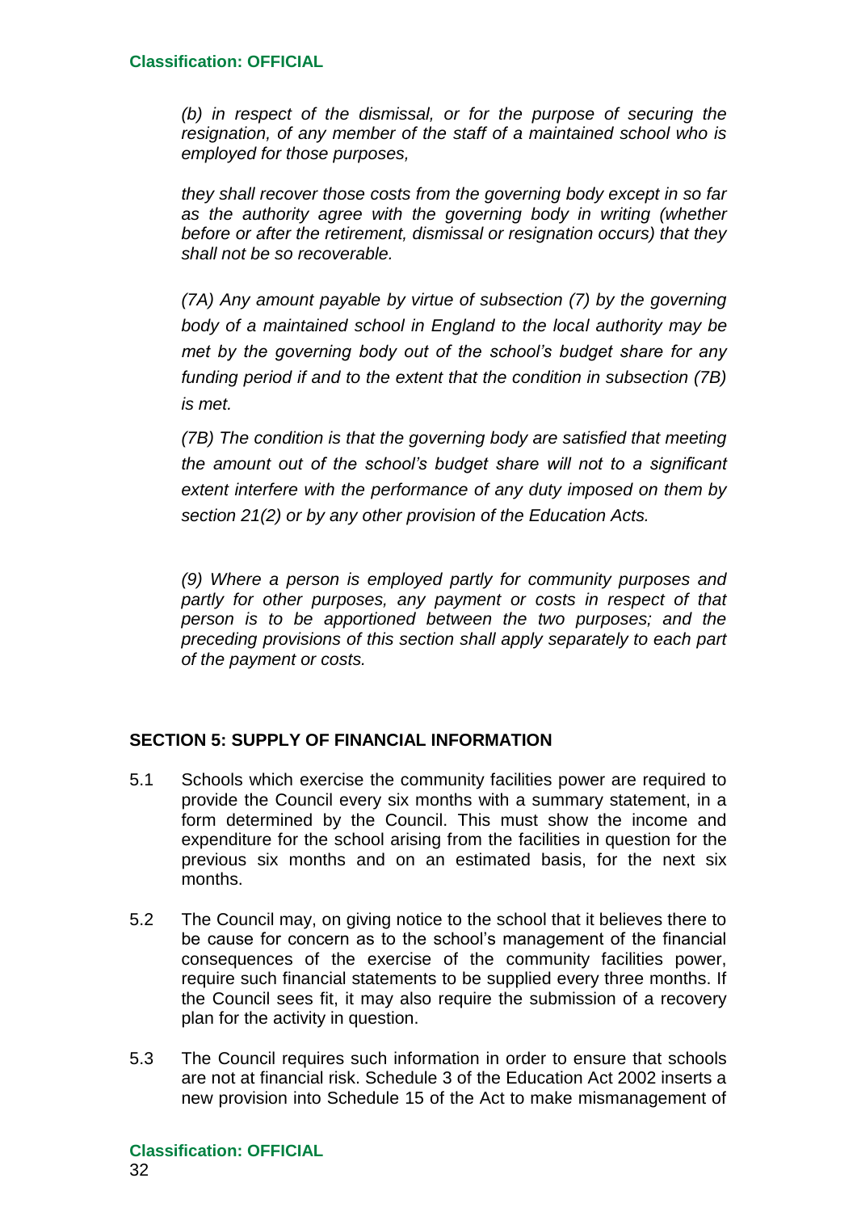*(b) in respect of the dismissal, or for the purpose of securing the resignation, of any member of the staff of a maintained school who is employed for those purposes,*

*they shall recover those costs from the governing body except in so far as the authority agree with the governing body in writing (whether before or after the retirement, dismissal or resignation occurs) that they shall not be so recoverable.*

*(7A) Any amount payable by virtue of subsection (7) by the governing body of a maintained school in England to the local authority may be met by the governing body out of the school's budget share for any funding period if and to the extent that the condition in subsection (7B) is met.*

*(7B) The condition is that the governing body are satisfied that meeting the amount out of the school's budget share will not to a significant extent interfere with the performance of any duty imposed on them by section 21(2) or by any other provision of the Education Acts.*

*(9) Where a person is employed partly for community purposes and partly for other purposes, any payment or costs in respect of that person is to be apportioned between the two purposes; and the preceding provisions of this section shall apply separately to each part of the payment or costs.*

## SECTION 5: SUPPLY OF FINANCIAL INFORMATION

5.1 Schools which exercise the community facilities power are required to provide the Council every six months with a summary statement, in a form determined by the Council. This must show the income and expenditure for the school arising from the facilities in question for the previous six months and on an estimated basis, for the next six months.

5.2 The Council may, on giving notice to the school that it believes there to be cause for concern as to the school's management of the financial consequences of the exercise of the community facilities power, require such financial statements to be supplied every three months. If the Council sees fit, it may also require the submission of a recovery plan for the activity in question.

5.3 The Council requires such information in order to ensure that schools are not at financial risk. Schedule 3 of the Education Act 2002 inserts a new provision into Schedule 15 of the Act to make mismanagement of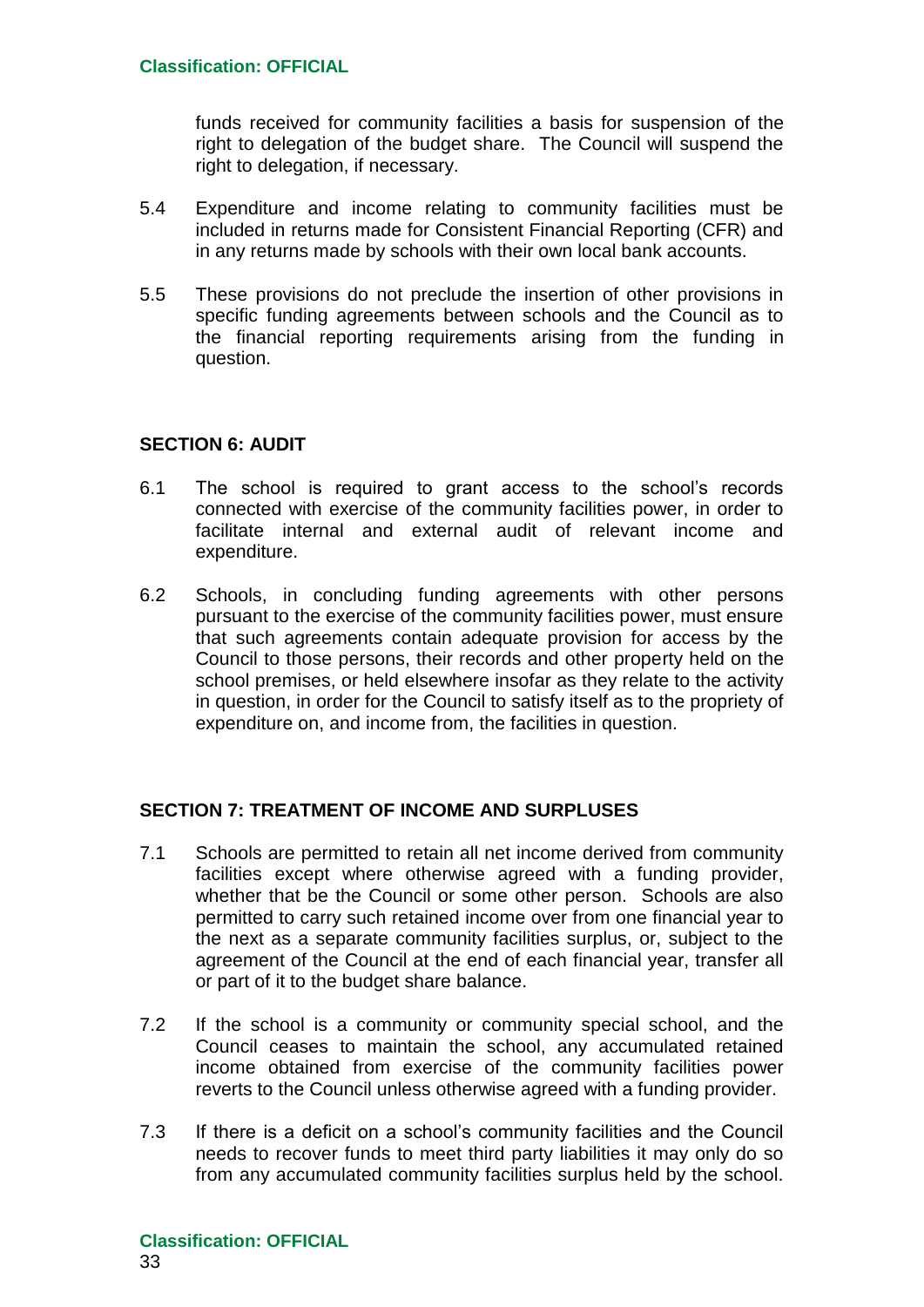funds received for community facilities a basis for suspension of the right to delegation of the budget share. The Council will suspend the right to delegation, if necessary.

5.4 Expenditure and income relating to community facilities must be included in returns made for Consistent Financial Reporting (CFR) and in any returns made by schools with their own local bank accounts.

5.5 These provisions do not preclude the insertion of other provisions in specific funding agreements between schools and the Council as to the financial reporting requirements arising from the funding in question.

## SECTION 6: AUDIT

6.1 The school is required to grant access to the school's records connected with exercise of the community facilities power, in order to facilitate internal and external audit of relevant income and expenditure.

6.2 Schools, in concluding funding agreements with other persons pursuant to the exercise of the community facilities power, must ensure that such agreements contain adequate provision for access by the Council to those persons, their records and other property held on the school premises, or held elsewhere insofar as they relate to the activity in question, in order for the Council to satisfy itself as to the propriety of expenditure on, and income from, the facilities in question.

## SECTION 7: TREATMENT OF INCOME AND SURPLUSES

7.1 Schools are permitted to retain all net income derived from community facilities except where otherwise agreed with a funding provider, whether that be the Council or some other person. Schools are also permitted to carry such retained income over from one financial year to the next as a separate community facilities surplus, or, subject to the agreement of the Council at the end of each financial year, transfer all or part of it to the budget share balance.

7.2 If the school is a community or community special school, and the Council ceases to maintain the school, any accumulated retained income obtained from exercise of the community facilities power reverts to the Council unless otherwise agreed with a funding provider.

7.3 If there is a deficit on a school's community facilities and the Council needs to recover funds to meet third party liabilities it may only do so from any accumulated community facilities surplus held by the school.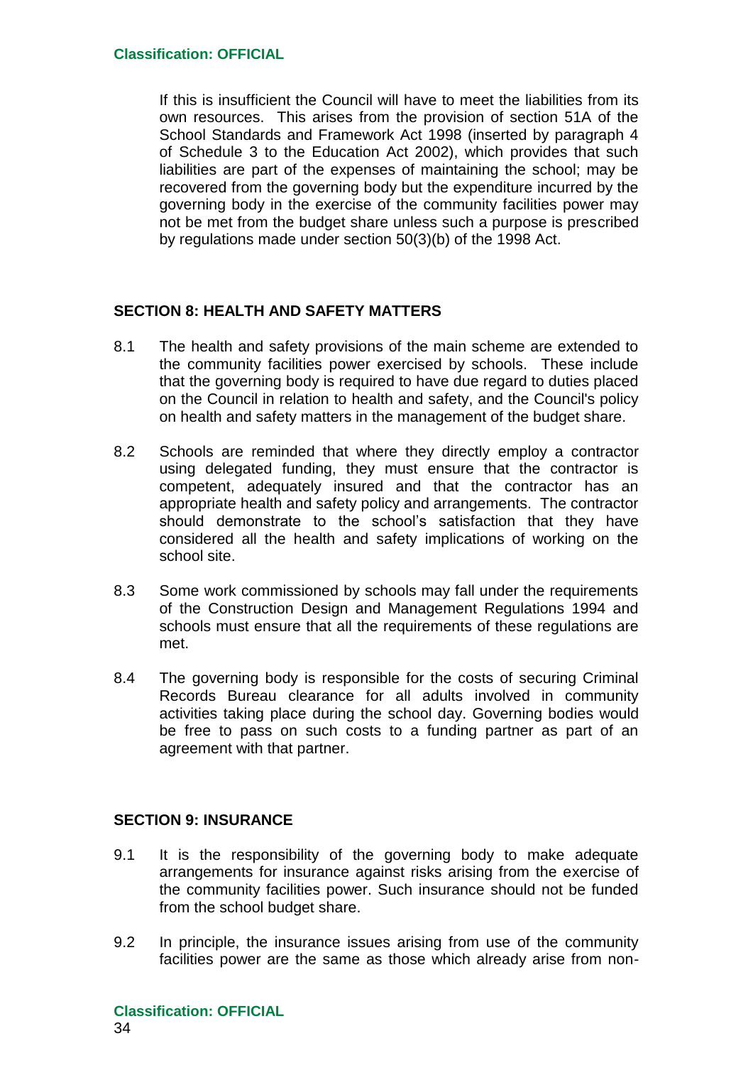If this is insufficient the Council will have to meet the liabilities from its own resources. This arises from the provision of section 51A of the School Standards and Framework Act 1998 (inserted by paragraph 4 of Schedule 3 to the Education Act 2002), which provides that such liabilities are part of the expenses of maintaining the school; may be recovered from the governing body but the expenditure incurred by the governing body in the exercise of the community facilities power may not be met from the budget share unless such a purpose is prescribed by regulations made under section 50(3)(b) of the 1998 Act.

## SECTION 8: HEALTH AND SAFETY MATTERS

8.1 The health and safety provisions of the main scheme are extended to the community facilities power exercised by schools. These include that the governing body is required to have due regard to duties placed on the Council in relation to health and safety, and the Council's policy on health and safety matters in the management of the budget share.

8.2 Schools are reminded that where they directly employ a contractor using delegated funding, they must ensure that the contractor is competent, adequately insured and that the contractor has an appropriate health and safety policy and arrangements. The contractor should demonstrate to the school's satisfaction that they have considered all the health and safety implications of working on the school site.

8.3 Some work commissioned by schools may fall under the requirements of the Construction Design and Management Regulations 1994 and schools must ensure that all the requirements of these regulations are met.

8.4 The governing body is responsible for the costs of securing Criminal Records Bureau clearance for all adults involved in community activities taking place during the school day. Governing bodies would be free to pass on such costs to a funding partner as part of an agreement with that partner.

## SECTION 9: INSURANCE

9.1 It is the responsibility of the governing body to make adequate arrangements for insurance against risks arising from the exercise of the community facilities power. Such insurance should not be funded from the school budget share.

9.2 In principle, the insurance issues arising from use of the community facilities power are the same as those which already arise from non-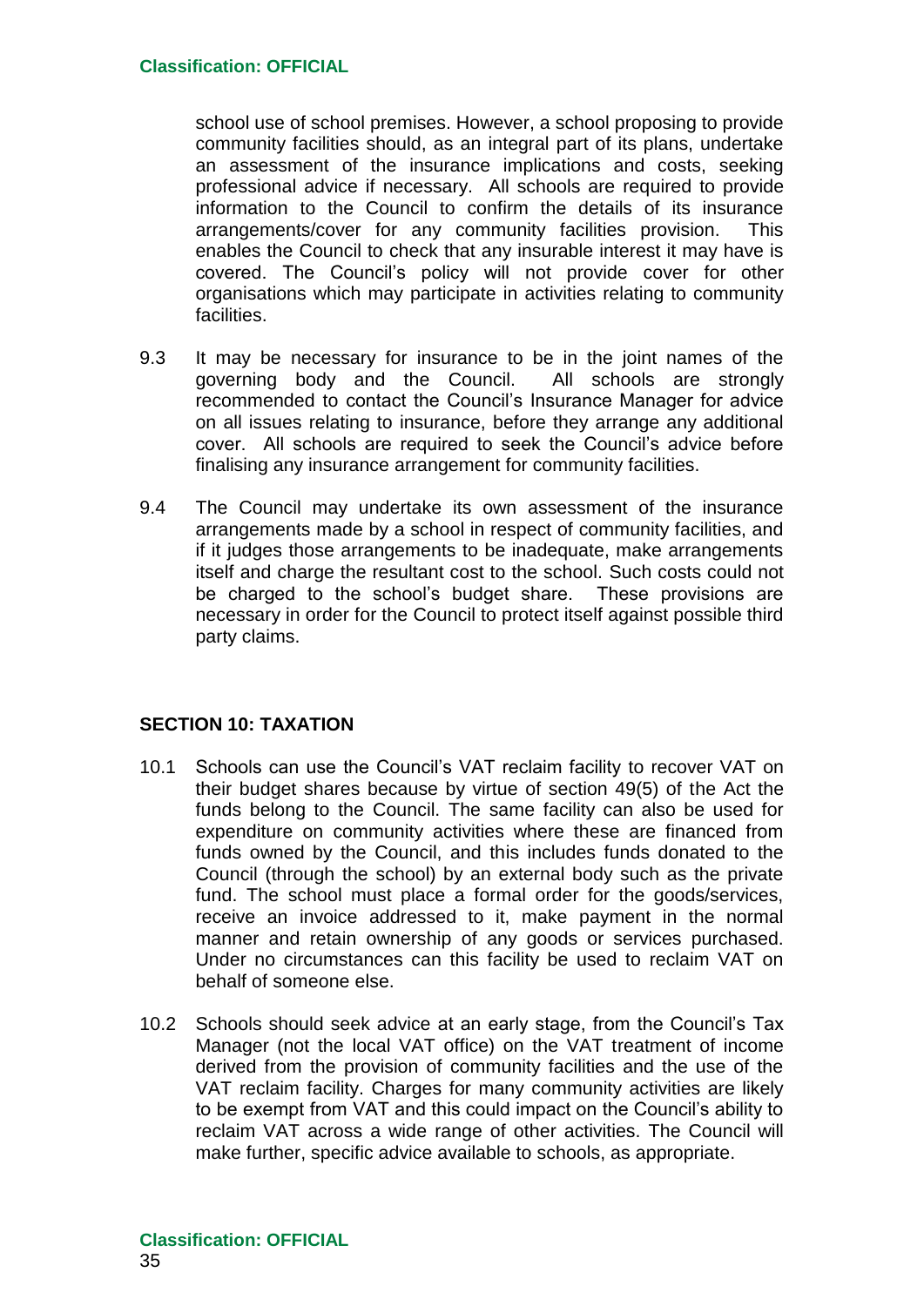school use of school premises. However, a school proposing to provide community facilities should, as an integral part of its plans, undertake an assessment of the insurance implications and costs, seeking professional advice if necessary. All schools are required to provide information to the Council to confirm the details of its insurance arrangements/cover for any community facilities provision. This enables the Council to check that any insurable interest it may have is covered. The Council's policy will not provide cover for other organisations which may participate in activities relating to community facilities.

9.3 It may be necessary for insurance to be in the joint names of the governing body and the Council. All schools are strongly recommended to contact the Council's Insurance Manager for advice on all issues relating to insurance, before they arrange any additional cover. All schools are required to seek the Council's advice before finalising any insurance arrangement for community facilities.

9.4 The Council may undertake its own assessment of the insurance arrangements made by a school in respect of community facilities, and if it judges those arrangements to be inadequate, make arrangements itself and charge the resultant cost to the school. Such costs could not be charged to the school's budget share. These provisions are necessary in order for the Council to protect itself against possible third party claims.

## SECTION 10: TAXATION

10.1 Schools can use the Council's VAT reclaim facility to recover VAT on their budget shares because by virtue of section 49(5) of the Act the funds belong to the Council. The same facility can also be used for expenditure on community activities where these are financed from funds owned by the Council, and this includes funds donated to the Council (through the school) by an external body such as the private fund. The school must place a formal order for the goods/services, receive an invoice addressed to it, make payment in the normal manner and retain ownership of any goods or services purchased. Under no circumstances can this facility be used to reclaim VAT on behalf of someone else.

10.2 Schools should seek advice at an early stage, from the Council's Tax Manager (not the local VAT office) on the VAT treatment of income derived from the provision of community facilities and the use of the VAT reclaim facility. Charges for many community activities are likely to be exempt from VAT and this could impact on the Council's ability to reclaim VAT across a wide range of other activities. The Council will make further, specific advice available to schools, as appropriate.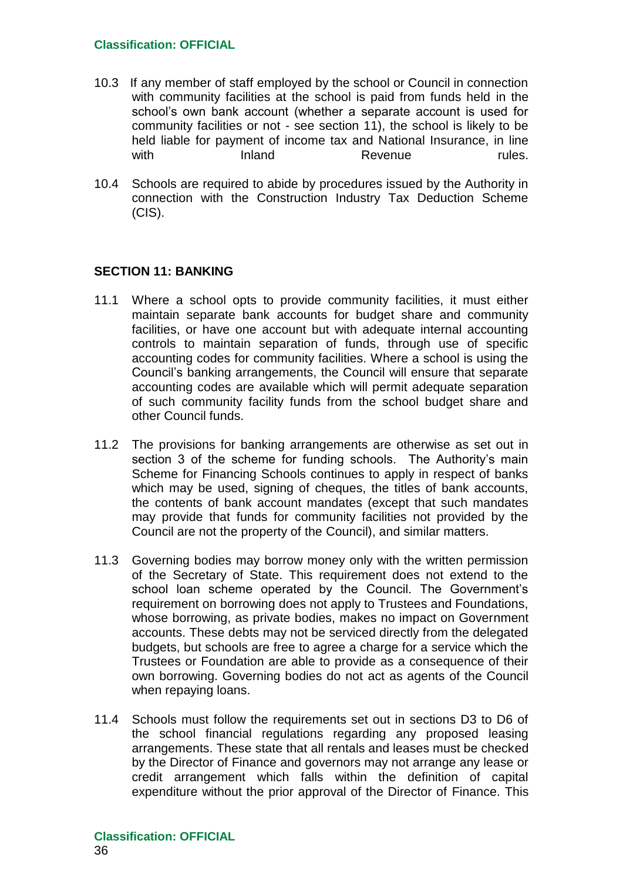10.3 If any member of staff employed by the school or Council in connection with community facilities at the school is paid from funds held in the school's own bank account (whether a separate account is used for community facilities or not - see section 11), the school is likely to be held liable for payment of income tax and National Insurance, in line with Inland Revenue rules.

10.4 Schools are required to abide by procedures issued by the Authority in connection with the Construction Industry Tax Deduction Scheme (CIS).

## SECTION 11: BANKING

11.1 Where a school opts to provide community facilities, it must either maintain separate bank accounts for budget share and community facilities, or have one account but with adequate internal accounting controls to maintain separation of funds, through use of specific accounting codes for community facilities. Where a school is using the Council's banking arrangements, the Council will ensure that separate accounting codes are available which will permit adequate separation of such community facility funds from the school budget share and other Council funds.

11.2 The provisions for banking arrangements are otherwise as set out in section 3 of the scheme for funding schools. The Authority's main Scheme for Financing Schools continues to apply in respect of banks which may be used, signing of cheques, the titles of bank accounts, the contents of bank account mandates (except that such mandates may provide that funds for community facilities not provided by the Council are not the property of the Council), and similar matters.

11.3 Governing bodies may borrow money only with the written permission of the Secretary of State. This requirement does not extend to the school loan scheme operated by the Council. The Government's requirement on borrowing does not apply to Trustees and Foundations, whose borrowing, as private bodies, makes no impact on Government accounts. These debts may not be serviced directly from the delegated budgets, but schools are free to agree a charge for a service which the Trustees or Foundation are able to provide as a consequence of their own borrowing. Governing bodies do not act as agents of the Council when repaying loans.

11.4 Schools must follow the requirements set out in sections D3 to D6 of the school financial regulations regarding any proposed leasing arrangements. These state that all rentals and leases must be checked by the Director of Finance and governors may not arrange any lease or credit arrangement which falls within the definition of capital expenditure without the prior approval of the Director of Finance. This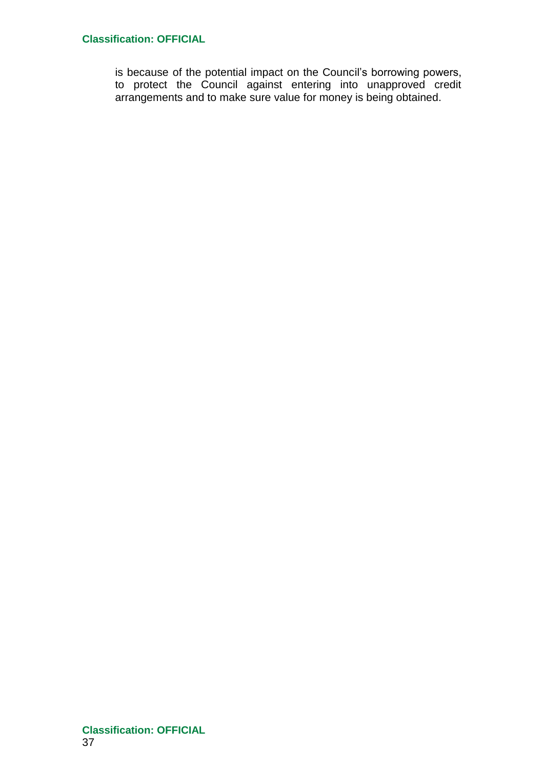is because of the potential impact on the Council's borrowing powers, to protect the Council against entering into unapproved credit arrangements and to make sure value for money is being obtained.